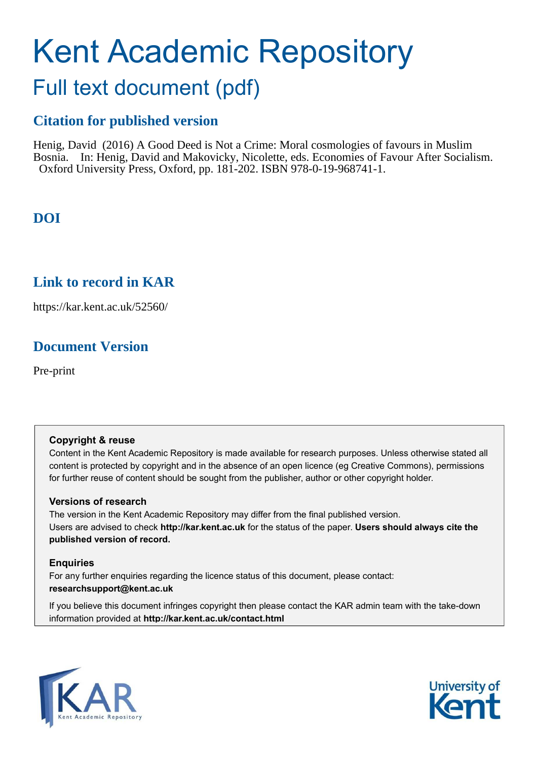# Kent Academic Repository

## Full text document (pdf)

### Citation for published version

Henig, David (2016) A Good Deed is Not a Crime: Moral cosmologies of favours in Muslim Bosnia. In: Henig, David and Makovicky, Nicolette, eds. Economies of Favour After Socialism. Oxford University Press, Oxford, pp. 181-202. ISBN 978-0-19-968741-1.

### DOI

### Link to record in KAR

https://kar.kent.ac.uk/52560/

### Document Version

Pre-print

**Copyright & reuse**

Content in the Kent Academic Repository is made available for research purposes. Unless otherwise stated all content is protected by copyright and in the absence of an open licence (eg Creative Commons), permissions for further reuse of content should be sought from the publisher, author or other copyright holder.

**Versions of research**

The version in the Kent Academic Repository may differ from the final published version.
Users are advised to check **http://kar.kent.ac.uk** for the status of the paper. **Users should always cite the published version of record.**

**Enquiries**

For any further enquiries regarding the licence status of this document, please contact:
**researchsupport@kent.ac.uk**

If you believe this document infringes copyright then please contact the KAR admin team with the take-down information provided at **http://kar.kent.ac.uk/contact.html**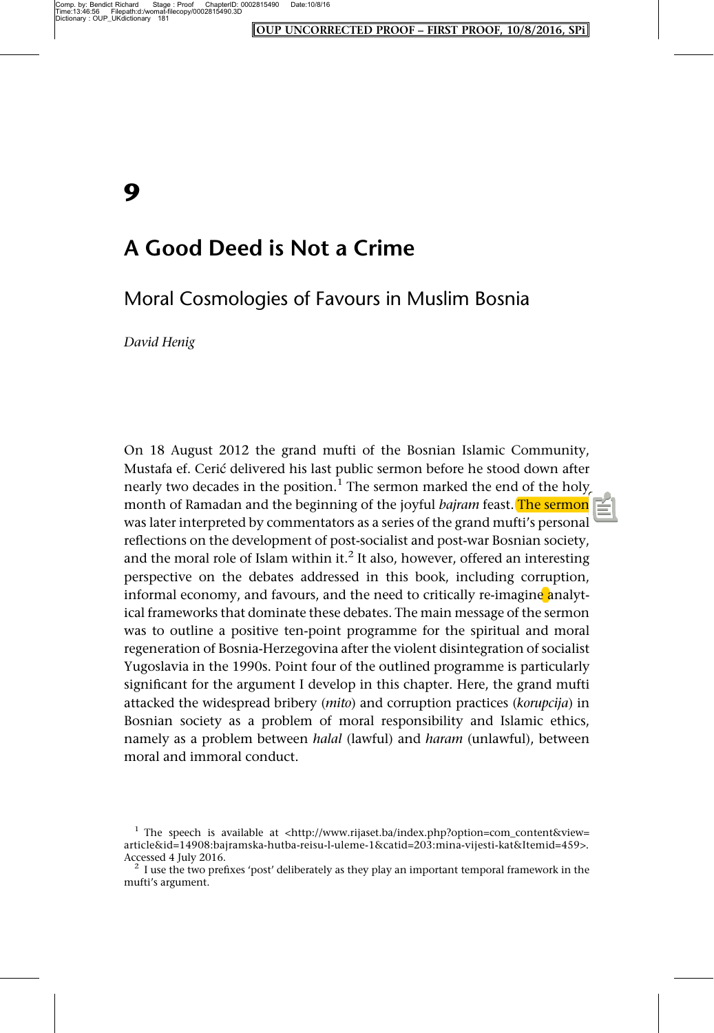# 9

# A Good Deed is Not a Crime

## Moral Cosmologies of Favours in Muslim Bosnia

*David Henig*

On 18 August 2012 the grand mufti of the Bosnian Islamic Community, Mustafa ef. Cerić delivered his last public sermon before he stood down after nearly two decades in the position.[1] The sermon marked the end of the holy month of Ramadan and the beginning of the joyful *bajram* feast. The sermon was later interpreted by commentators as a series of the grand mufti's personal reflections on the development of post-socialist and post-war Bosnian society, and the moral role of Islam within it.[2] It also, however, offered an interesting perspective on the debates addressed in this book, including corruption, informal economy, and favours, and the need to critically re-imagine analytical frameworks that dominate these debates. The main message of the sermon was to outline a positive ten-point programme for the spiritual and moral regeneration of Bosnia-Herzegovina after the violent disintegration of socialist Yugoslavia in the 1990s. Point four of the outlined programme is particularly significant for the argument I develop in this chapter. Here, the grand mufti attacked the widespread bribery (*mito*) and corruption practices (*korupcija*) in Bosnian society as a problem of moral responsibility and Islamic ethics, namely as a problem between *halal* (lawful) and *haram* (unlawful), between moral and immoral conduct.

[1] The speech is available at <http://www.rijaset.ba/index.php?option=com_content&view=article&id=14908:bajramska-hutba-reisu-l-uleme-1&catid=203:mina-vijesti-kat&Itemid=459>. Accessed 4 July 2016.

[2] I use the two prefixes 'post' deliberately as they play an important temporal framework in the mufti's argument.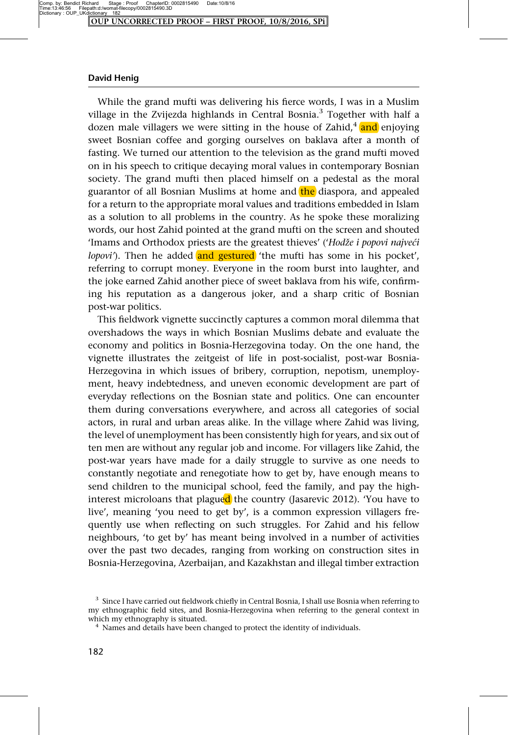While the grand mufti was delivering his fierce words, I was in a Muslim village in the Zvijezda highlands in Central Bosnia.[3] Together with half a dozen male villagers we were sitting in the house of Zahid,[4] and enjoying sweet Bosnian coffee and gorging ourselves on baklava after a month of fasting. We turned our attention to the television as the grand mufti moved on in his speech to critique decaying moral values in contemporary Bosnian society. The grand mufti then placed himself on a pedestal as the moral guarantor of all Bosnian Muslims at home and the diaspora, and appealed for a return to the appropriate moral values and traditions embedded in Islam as a solution to all problems in the country. As he spoke these moralizing words, our host Zahid pointed at the grand mufti on the screen and shouted 'Imams and Orthodox priests are the greatest thieves' ('*Hodže i popovi najveći lopovi*'). Then he added and gestured 'the mufti has some in his pocket', referring to corrupt money. Everyone in the room burst into laughter, and the joke earned Zahid another piece of sweet baklava from his wife, confirming his reputation as a dangerous joker, and a sharp critic of Bosnian post-war politics.

This fieldwork vignette succinctly captures a common moral dilemma that overshadows the ways in which Bosnian Muslims debate and evaluate the economy and politics in Bosnia-Herzegovina today. On the one hand, the vignette illustrates the zeitgeist of life in post-socialist, post-war Bosnia-Herzegovina in which issues of bribery, corruption, nepotism, unemployment, heavy indebtedness, and uneven economic development are part of everyday reflections on the Bosnian state and politics. One can encounter them during conversations everywhere, and across all categories of social actors, in rural and urban areas alike. In the village where Zahid was living, the level of unemployment has been consistently high for years, and six out of ten men are without any regular job and income. For villagers like Zahid, the post-war years have made for a daily struggle to survive as one needs to constantly negotiate and renegotiate how to get by, have enough means to send children to the municipal school, feed the family, and pay the high-interest microloans that plagued the country (Jasarevic 2012). 'You have to live', meaning 'you need to get by', is a common expression villagers frequently use when reflecting on such struggles. For Zahid and his fellow neighbours, 'to get by' has meant being involved in a number of activities over the past two decades, ranging from working on construction sites in Bosnia-Herzegovina, Azerbaijan, and Kazakhstan and illegal timber extraction

[3] Since I have carried out fieldwork chiefly in Central Bosnia, I shall use Bosnia when referring to my ethnographic field sites, and Bosnia-Herzegovina when referring to the general context in which my ethnography is situated.

[4] Names and details have been changed to protect the identity of individuals.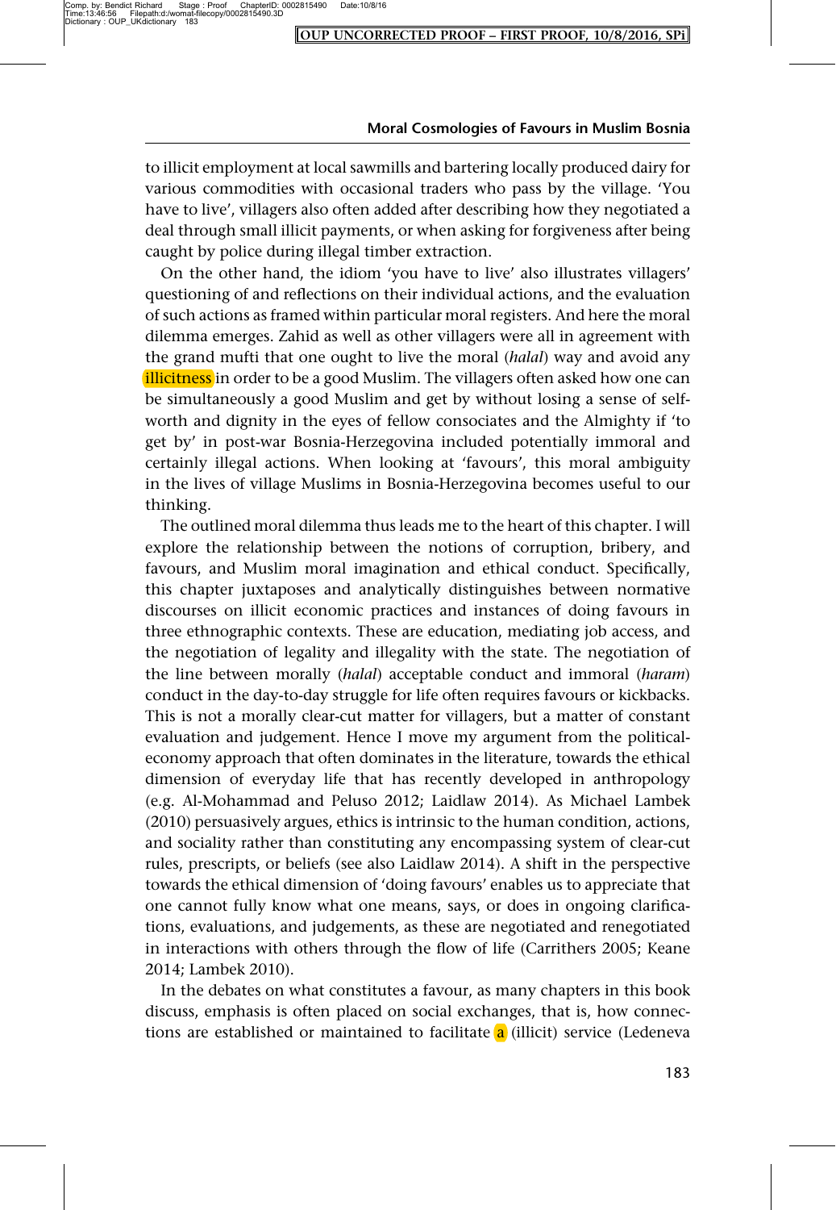to illicit employment at local sawmills and bartering locally produced dairy for various commodities with occasional traders who pass by the village. 'You have to live', villagers also often added after describing how they negotiated a deal through small illicit payments, or when asking for forgiveness after being caught by police during illegal timber extraction.

On the other hand, the idiom 'you have to live' also illustrates villagers' questioning of and reflections on their individual actions, and the evaluation of such actions as framed within particular moral registers. And here the moral dilemma emerges. Zahid as well as other villagers were all in agreement with the grand mufti that one ought to live the moral (*halal*) way and avoid any illicitness in order to be a good Muslim. The villagers often asked how one can be simultaneously a good Muslim and get by without losing a sense of self-worth and dignity in the eyes of fellow consociates and the Almighty if 'to get by' in post-war Bosnia-Herzegovina included potentially immoral and certainly illegal actions. When looking at 'favours', this moral ambiguity in the lives of village Muslims in Bosnia-Herzegovina becomes useful to our thinking.

The outlined moral dilemma thus leads me to the heart of this chapter. I will explore the relationship between the notions of corruption, bribery, and favours, and Muslim moral imagination and ethical conduct. Specifically, this chapter juxtaposes and analytically distinguishes between normative discourses on illicit economic practices and instances of doing favours in three ethnographic contexts. These are education, mediating job access, and the negotiation of legality and illegality with the state. The negotiation of the line between morally (*halal*) acceptable conduct and immoral (*haram*) conduct in the day-to-day struggle for life often requires favours or kickbacks. This is not a morally clear-cut matter for villagers, but a matter of constant evaluation and judgement. Hence I move my argument from the political-economy approach that often dominates in the literature, towards the ethical dimension of everyday life that has recently developed in anthropology (e.g. Al-Mohammad and Peluso 2012; Laidlaw 2014). As Michael Lambek (2010) persuasively argues, ethics is intrinsic to the human condition, actions, and sociality rather than constituting any encompassing system of clear-cut rules, prescripts, or beliefs (see also Laidlaw 2014). A shift in the perspective towards the ethical dimension of 'doing favours' enables us to appreciate that one cannot fully know what one means, says, or does in ongoing clarifications, evaluations, and judgements, as these are negotiated and renegotiated in interactions with others through the flow of life (Carrithers 2005; Keane 2014; Lambek 2010).

In the debates on what constitutes a favour, as many chapters in this book discuss, emphasis is often placed on social exchanges, that is, how connections are established or maintained to facilitate a (illicit) service (Ledeneva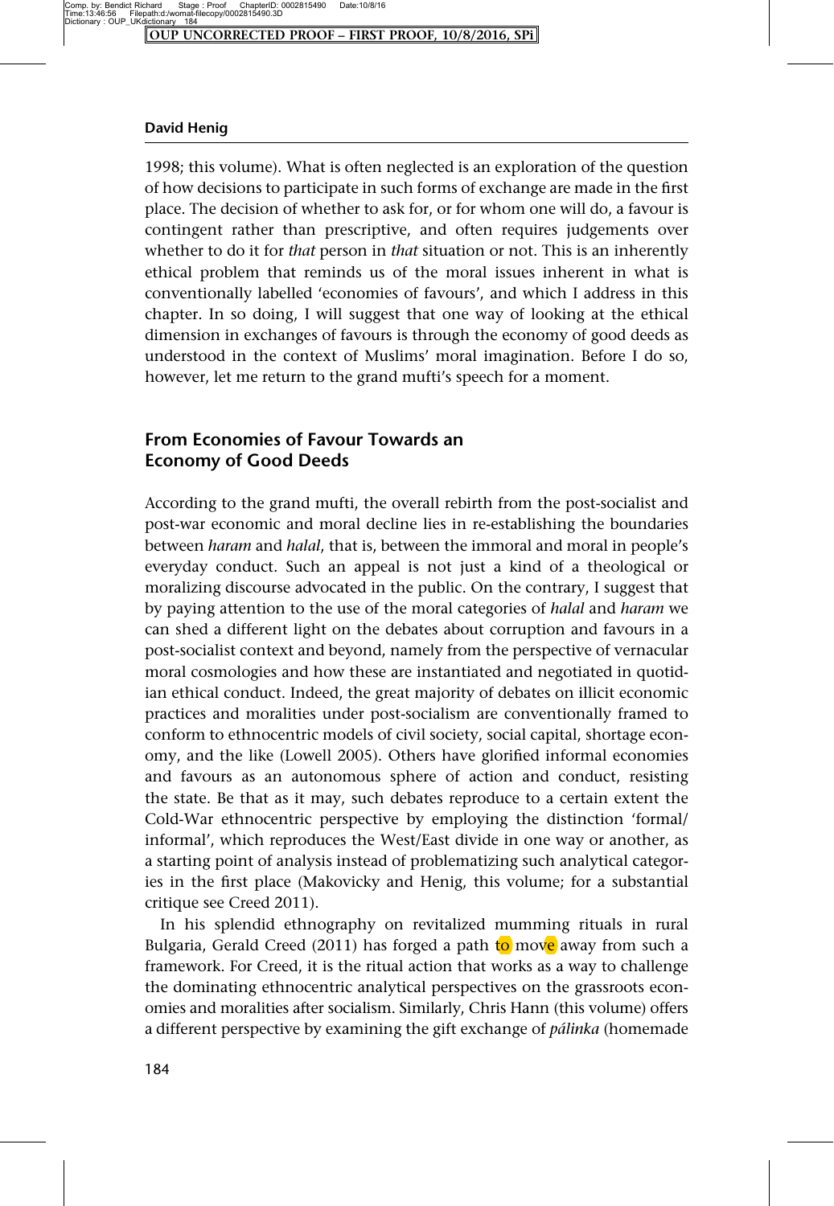1998; this volume). What is often neglected is an exploration of the question of how decisions to participate in such forms of exchange are made in the first place. The decision of whether to ask for, or for whom one will do, a favour is contingent rather than prescriptive, and often requires judgements over whether to do it for *that* person in *that* situation or not. This is an inherently ethical problem that reminds us of the moral issues inherent in what is conventionally labelled 'economies of favours', and which I address in this chapter. In so doing, I will suggest that one way of looking at the ethical dimension in exchanges of favours is through the economy of good deeds as understood in the context of Muslims' moral imagination. Before I do so, however, let me return to the grand mufti's speech for a moment.

## From Economies of Favour Towards an Economy of Good Deeds

According to the grand mufti, the overall rebirth from the post-socialist and post-war economic and moral decline lies in re-establishing the boundaries between *haram* and *halal*, that is, between the immoral and moral in people's everyday conduct. Such an appeal is not just a kind of a theological or moralizing discourse advocated in the public. On the contrary, I suggest that by paying attention to the use of the moral categories of *halal* and *haram* we can shed a different light on the debates about corruption and favours in a post-socialist context and beyond, namely from the perspective of vernacular moral cosmologies and how these are instantiated and negotiated in quotidian ethical conduct. Indeed, the great majority of debates on illicit economic practices and moralities under post-socialism are conventionally framed to conform to ethnocentric models of civil society, social capital, shortage economy, and the like (Lowell 2005). Others have glorified informal economies and favours as an autonomous sphere of action and conduct, resisting the state. Be that as it may, such debates reproduce to a certain extent the Cold-War ethnocentric perspective by employing the distinction 'formal/informal', which reproduces the West/East divide in one way or another, as a starting point of analysis instead of problematizing such analytical categories in the first place (Makovicky and Henig, this volume; for a substantial critique see Creed 2011).

In his splendid ethnography on revitalized mumming rituals in rural Bulgaria, Gerald Creed (2011) has forged a path to move away from such a framework. For Creed, it is the ritual action that works as a way to challenge the dominating ethnocentric analytical perspectives on the grassroots economies and moralities after socialism. Similarly, Chris Hann (this volume) offers a different perspective by examining the gift exchange of *pálinka* (homemade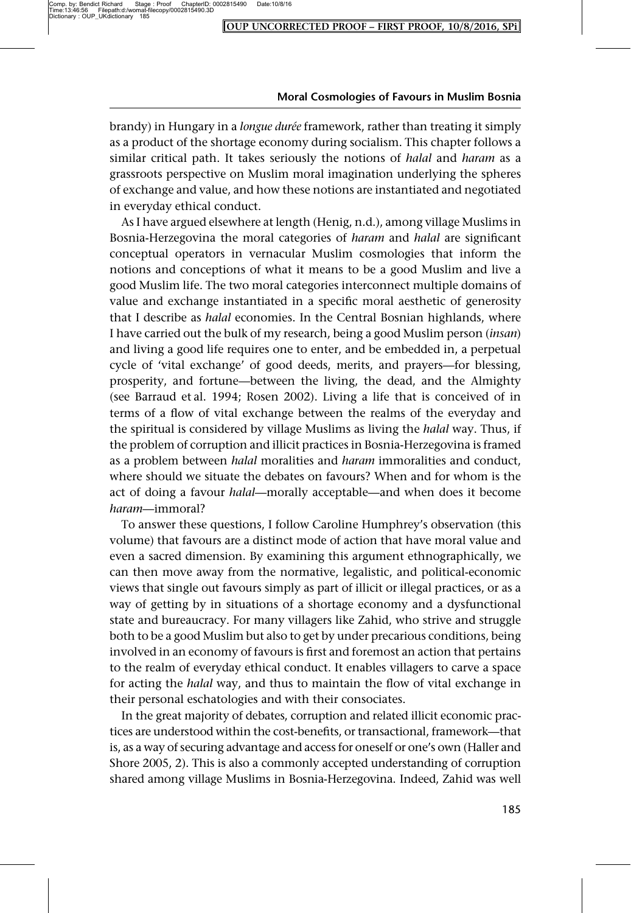brandy) in Hungary in a *longue durée* framework, rather than treating it simply as a product of the shortage economy during socialism. This chapter follows a similar critical path. It takes seriously the notions of *halal* and *haram* as a grassroots perspective on Muslim moral imagination underlying the spheres of exchange and value, and how these notions are instantiated and negotiated in everyday ethical conduct.

As I have argued elsewhere at length (Henig, n.d.), among village Muslims in Bosnia-Herzegovina the moral categories of *haram* and *halal* are significant conceptual operators in vernacular Muslim cosmologies that inform the notions and conceptions of what it means to be a good Muslim and live a good Muslim life. The two moral categories interconnect multiple domains of value and exchange instantiated in a specific moral aesthetic of generosity that I describe as *halal* economies. In the Central Bosnian highlands, where I have carried out the bulk of my research, being a good Muslim person (*insan*) and living a good life requires one to enter, and be embedded in, a perpetual cycle of 'vital exchange' of good deeds, merits, and prayers—for blessing, prosperity, and fortune—between the living, the dead, and the Almighty (see Barraud et al. 1994; Rosen 2002). Living a life that is conceived of in terms of a flow of vital exchange between the realms of the everyday and the spiritual is considered by village Muslims as living the *halal* way. Thus, if the problem of corruption and illicit practices in Bosnia-Herzegovina is framed as a problem between *halal* moralities and *haram* immoralities and conduct, where should we situate the debates on favours? When and for whom is the act of doing a favour *halal*—morally acceptable—and when does it become *haram*—immoral?

To answer these questions, I follow Caroline Humphrey's observation (this volume) that favours are a distinct mode of action that have moral value and even a sacred dimension. By examining this argument ethnographically, we can then move away from the normative, legalistic, and political-economic views that single out favours simply as part of illicit or illegal practices, or as a way of getting by in situations of a shortage economy and a dysfunctional state and bureaucracy. For many villagers like Zahid, who strive and struggle both to be a good Muslim but also to get by under precarious conditions, being involved in an economy of favours is first and foremost an action that pertains to the realm of everyday ethical conduct. It enables villagers to carve a space for acting the *halal* way, and thus to maintain the flow of vital exchange in their personal eschatologies and with their consociates.

In the great majority of debates, corruption and related illicit economic practices are understood within the cost-benefits, or transactional, framework—that is, as a way of securing advantage and access for oneself or one's own (Haller and Shore 2005, 2). This is also a commonly accepted understanding of corruption shared among village Muslims in Bosnia-Herzegovina. Indeed, Zahid was well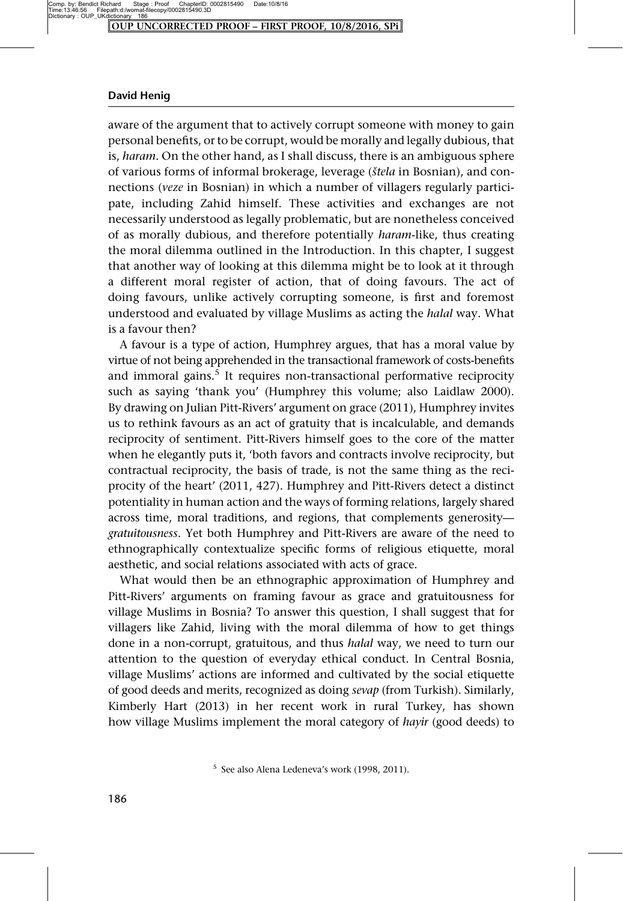aware of the argument that to actively corrupt someone with money to gain personal benefits, or to be corrupt, would be morally and legally dubious, that is, *haram*. On the other hand, as I shall discuss, there is an ambiguous sphere of various forms of informal brokerage, leverage (*štela* in Bosnian), and connections (*veze* in Bosnian) in which a number of villagers regularly participate, including Zahid himself. These activities and exchanges are not necessarily understood as legally problematic, but are nonetheless conceived of as morally dubious, and therefore potentially *haram*-like, thus creating the moral dilemma outlined in the Introduction. In this chapter, I suggest that another way of looking at this dilemma might be to look at it through a different moral register of action, that of doing favours. The act of doing favours, unlike actively corrupting someone, is first and foremost understood and evaluated by village Muslims as acting the *halal* way. What is a favour then?

A favour is a type of action, Humphrey argues, that has a moral value by virtue of not being apprehended in the transactional framework of costs-benefits and immoral gains.[5] It requires non-transactional performative reciprocity such as saying 'thank you' (Humphrey this volume; also Laidlaw 2000). By drawing on Julian Pitt-Rivers' argument on grace (2011), Humphrey invites us to rethink favours as an act of gratuity that is incalculable, and demands reciprocity of sentiment. Pitt-Rivers himself goes to the core of the matter when he elegantly puts it, 'both favors and contracts involve reciprocity, but contractual reciprocity, the basis of trade, is not the same thing as the reciprocity of the heart' (2011, 427). Humphrey and Pitt-Rivers detect a distinct potentiality in human action and the ways of forming relations, largely shared across time, moral traditions, and regions, that complements generosity—*gratuitousness*. Yet both Humphrey and Pitt-Rivers are aware of the need to ethnographically contextualize specific forms of religious etiquette, moral aesthetic, and social relations associated with acts of grace.

What would then be an ethnographic approximation of Humphrey and Pitt-Rivers' arguments on framing favour as grace and gratuitousness for village Muslims in Bosnia? To answer this question, I shall suggest that for villagers like Zahid, living with the moral dilemma of how to get things done in a non-corrupt, gratuitous, and thus *halal* way, we need to turn our attention to the question of everyday ethical conduct. In Central Bosnia, village Muslims' actions are informed and cultivated by the social etiquette of good deeds and merits, recognized as doing *sevap* (from Turkish). Similarly, Kimberly Hart (2013) in her recent work in rural Turkey, has shown how village Muslims implement the moral category of *hayir* (good deeds) to

[5] See also Alena Ledeneva's work (1998, 2011).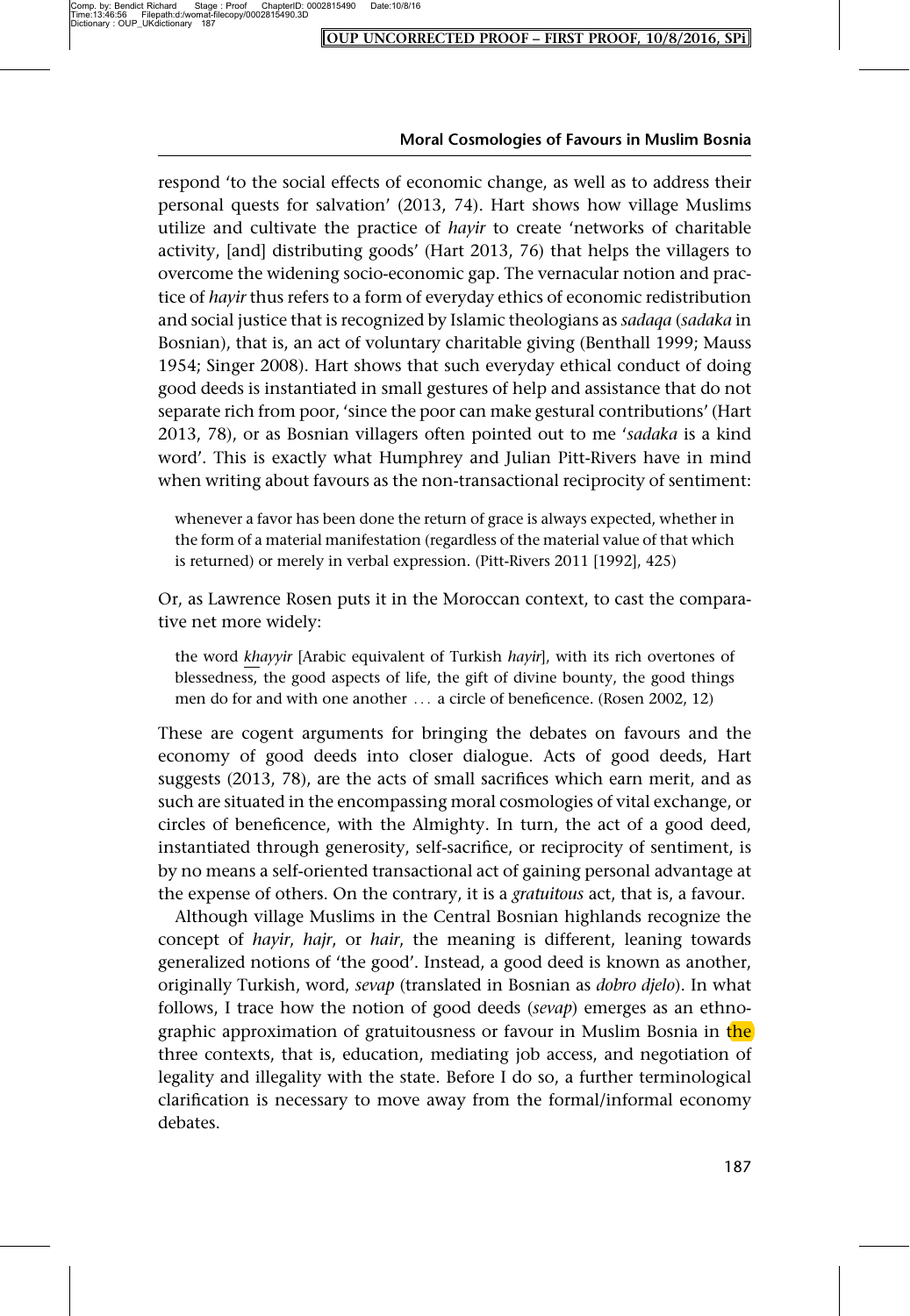respond 'to the social effects of economic change, as well as to address their personal quests for salvation' (2013, 74). Hart shows how village Muslims utilize and cultivate the practice of *hayir* to create 'networks of charitable activity, [and] distributing goods' (Hart 2013, 76) that helps the villagers to overcome the widening socio-economic gap. The vernacular notion and practice of *hayir* thus refers to a form of everyday ethics of economic redistribution and social justice that is recognized by Islamic theologians as *sadaqa* (*sadaka* in Bosnian), that is, an act of voluntary charitable giving (Benthall 1999; Mauss 1954; Singer 2008). Hart shows that such everyday ethical conduct of doing good deeds is instantiated in small gestures of help and assistance that do not separate rich from poor, 'since the poor can make gestural contributions' (Hart 2013, 78), or as Bosnian villagers often pointed out to me '*sadaka* is a kind word'. This is exactly what Humphrey and Julian Pitt-Rivers have in mind when writing about favours as the non-transactional reciprocity of sentiment:

> whenever a favor has been done the return of grace is always expected, whether in the form of a material manifestation (regardless of the material value of that which is returned) or merely in verbal expression. (Pitt-Rivers 2011 [1992], 425)

Or, as Lawrence Rosen puts it in the Moroccan context, to cast the comparative net more widely:

> the word *khayyir* [Arabic equivalent of Turkish *hayir*], with its rich overtones of blessedness, the good aspects of life, the gift of divine bounty, the good things men do for and with one another ... a circle of beneficence. (Rosen 2002, 12)

These are cogent arguments for bringing the debates on favours and the economy of good deeds into closer dialogue. Acts of good deeds, Hart suggests (2013, 78), are the acts of small sacrifices which earn merit, and as such are situated in the encompassing moral cosmologies of vital exchange, or circles of beneficence, with the Almighty. In turn, the act of a good deed, instantiated through generosity, self-sacrifice, or reciprocity of sentiment, is by no means a self-oriented transactional act of gaining personal advantage at the expense of others. On the contrary, it is a *gratuitous* act, that is, a favour.

Although village Muslims in the Central Bosnian highlands recognize the concept of *hayir*, *hajr*, or *hair*, the meaning is different, leaning towards generalized notions of 'the good'. Instead, a good deed is known as another, originally Turkish, word, *sevap* (translated in Bosnian as *dobro djelo*). In what follows, I trace how the notion of good deeds (*sevap*) emerges as an ethnographic approximation of gratuitousness or favour in Muslim Bosnia in the three contexts, that is, education, mediating job access, and negotiation of legality and illegality with the state. Before I do so, a further terminological clarification is necessary to move away from the formal/informal economy debates.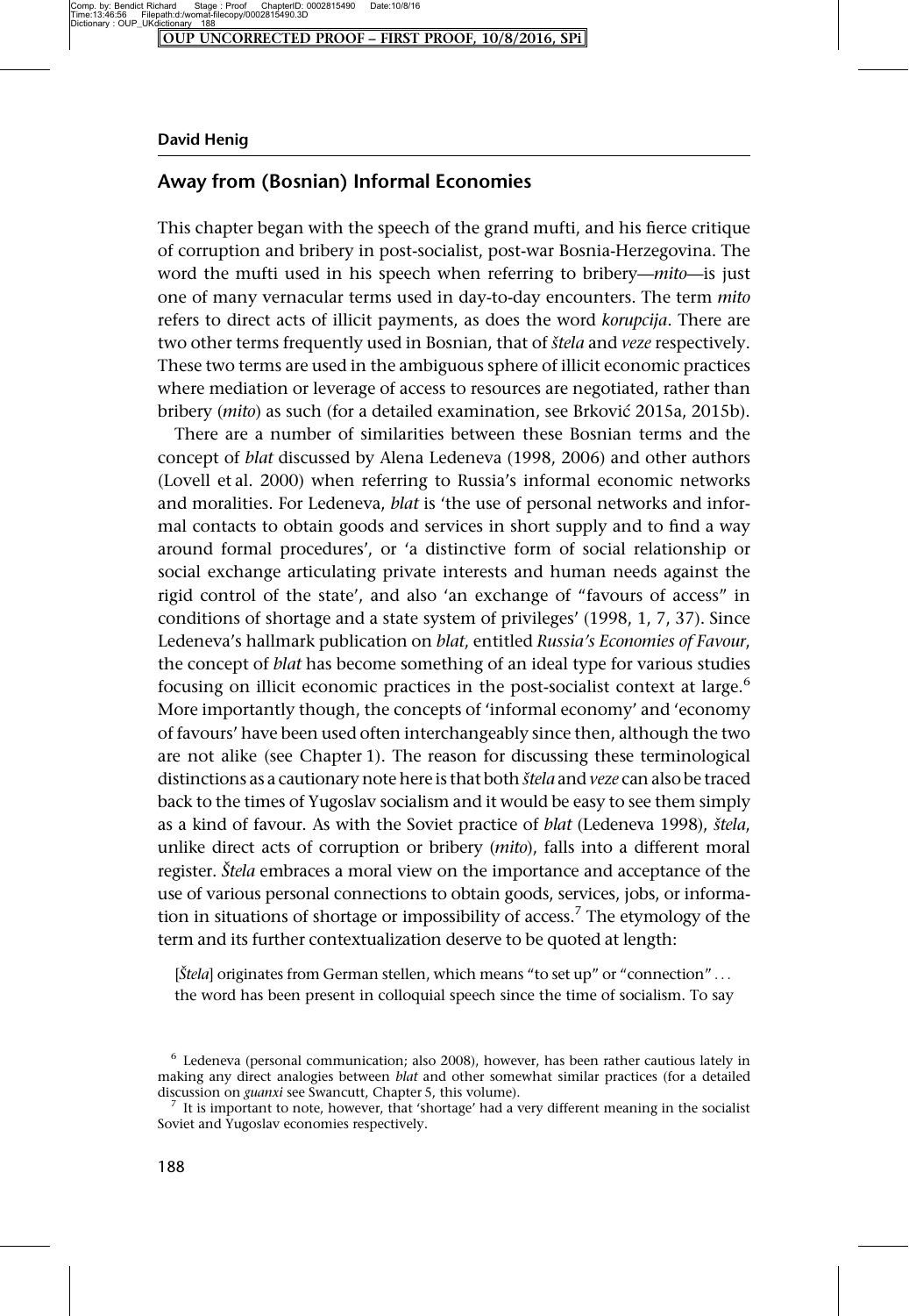## Away from (Bosnian) Informal Economies

This chapter began with the speech of the grand mufti, and his fierce critique of corruption and bribery in post-socialist, post-war Bosnia-Herzegovina. The word the mufti used in his speech when referring to bribery—*mito*—is just one of many vernacular terms used in day-to-day encounters. The term *mito* refers to direct acts of illicit payments, as does the word *korupcija*. There are two other terms frequently used in Bosnian, that of *štela* and *veze* respectively. These two terms are used in the ambiguous sphere of illicit economic practices where mediation or leverage of access to resources are negotiated, rather than bribery (*mito*) as such (for a detailed examination, see Brković 2015a, 2015b).

There are a number of similarities between these Bosnian terms and the concept of *blat* discussed by Alena Ledeneva (1998, 2006) and other authors (Lovell et al. 2000) when referring to Russia's informal economic networks and moralities. For Ledeneva, *blat* is 'the use of personal networks and informal contacts to obtain goods and services in short supply and to find a way around formal procedures', or 'a distinctive form of social relationship or social exchange articulating private interests and human needs against the rigid control of the state', and also 'an exchange of "favours of access" in conditions of shortage and a state system of privileges' (1998, 1, 7, 37). Since Ledeneva's hallmark publication on *blat*, entitled *Russia's Economies of Favour*, the concept of *blat* has become something of an ideal type for various studies focusing on illicit economic practices in the post-socialist context at large.[6] More importantly though, the concepts of 'informal economy' and 'economy of favours' have been used often interchangeably since then, although the two are not alike (see Chapter 1). The reason for discussing these terminological distinctions as a cautionary note here is that both *štela* and *veze* can also be traced back to the times of Yugoslav socialism and it would be easy to see them simply as a kind of favour. As with the Soviet practice of *blat* (Ledeneva 1998), *štela*, unlike direct acts of corruption or bribery (*mito*), falls into a different moral register. *Štela* embraces a moral view on the importance and acceptance of the use of various personal connections to obtain goods, services, jobs, or information in situations of shortage or impossibility of access.[7] The etymology of the term and its further contextualization deserve to be quoted at length:

> [*Štela*] originates from German stellen, which means "to set up" or "connection" . . . the word has been present in colloquial speech since the time of socialism. To say

---

[6] Ledeneva (personal communication; also 2008), however, has been rather cautious lately in making any direct analogies between *blat* and other somewhat similar practices (for a detailed discussion on *guanxi* see Swancutt, Chapter 5, this volume).

[7] It is important to note, however, that 'shortage' had a very different meaning in the socialist Soviet and Yugoslav economies respectively.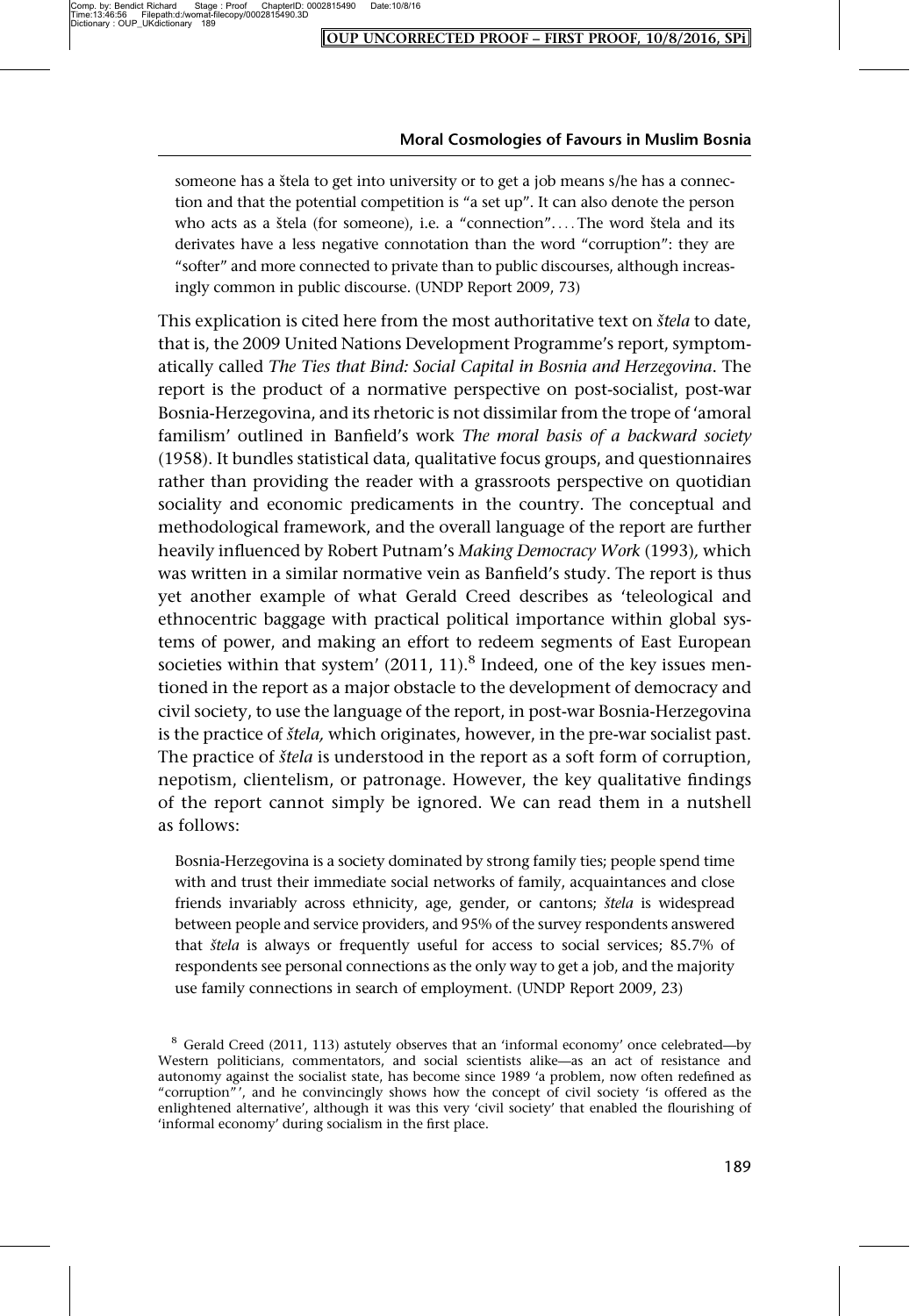> someone has a štela to get into university or to get a job means s/he has a connection and that the potential competition is "a set up". It can also denote the person who acts as a štela (for someone), i.e. a "connection". . . . The word štela and its derivates have a less negative connotation than the word "corruption": they are "softer" and more connected to private than to public discourses, although increasingly common in public discourse. (UNDP Report 2009, 73)

This explication is cited here from the most authoritative text on *štela* to date, that is, the 2009 United Nations Development Programme's report, symptomatically called *The Ties that Bind: Social Capital in Bosnia and Herzegovina*. The report is the product of a normative perspective on post-socialist, post-war Bosnia-Herzegovina, and its rhetoric is not dissimilar from the trope of 'amoral familism' outlined in Banfield's work *The moral basis of a backward society* (1958). It bundles statistical data, qualitative focus groups, and questionnaires rather than providing the reader with a grassroots perspective on quotidian sociality and economic predicaments in the country. The conceptual and methodological framework, and the overall language of the report are further heavily influenced by Robert Putnam's *Making Democracy Work* (1993), which was written in a similar normative vein as Banfield's study. The report is thus yet another example of what Gerald Creed describes as 'teleological and ethnocentric baggage with practical political importance within global systems of power, and making an effort to redeem segments of East European societies within that system' (2011, 11).[8] Indeed, one of the key issues mentioned in the report as a major obstacle to the development of democracy and civil society, to use the language of the report, in post-war Bosnia-Herzegovina is the practice of *štela,* which originates, however, in the pre-war socialist past. The practice of *štela* is understood in the report as a soft form of corruption, nepotism, clientelism, or patronage. However, the key qualitative findings of the report cannot simply be ignored. We can read them in a nutshell as follows:

> Bosnia-Herzegovina is a society dominated by strong family ties; people spend time with and trust their immediate social networks of family, acquaintances and close friends invariably across ethnicity, age, gender, or cantons; *štela* is widespread between people and service providers, and 95% of the survey respondents answered that *štela* is always or frequently useful for access to social services; 85.7% of respondents see personal connections as the only way to get a job, and the majority use family connections in search of employment. (UNDP Report 2009, 23)

[8] Gerald Creed (2011, 113) astutely observes that an 'informal economy' once celebrated—by Western politicians, commentators, and social scientists alike—as an act of resistance and autonomy against the socialist state, has become since 1989 'a problem, now often redefined as "corruption"', and he convincingly shows how the concept of civil society 'is offered as the enlightened alternative', although it was this very 'civil society' that enabled the flourishing of 'informal economy' during socialism in the first place.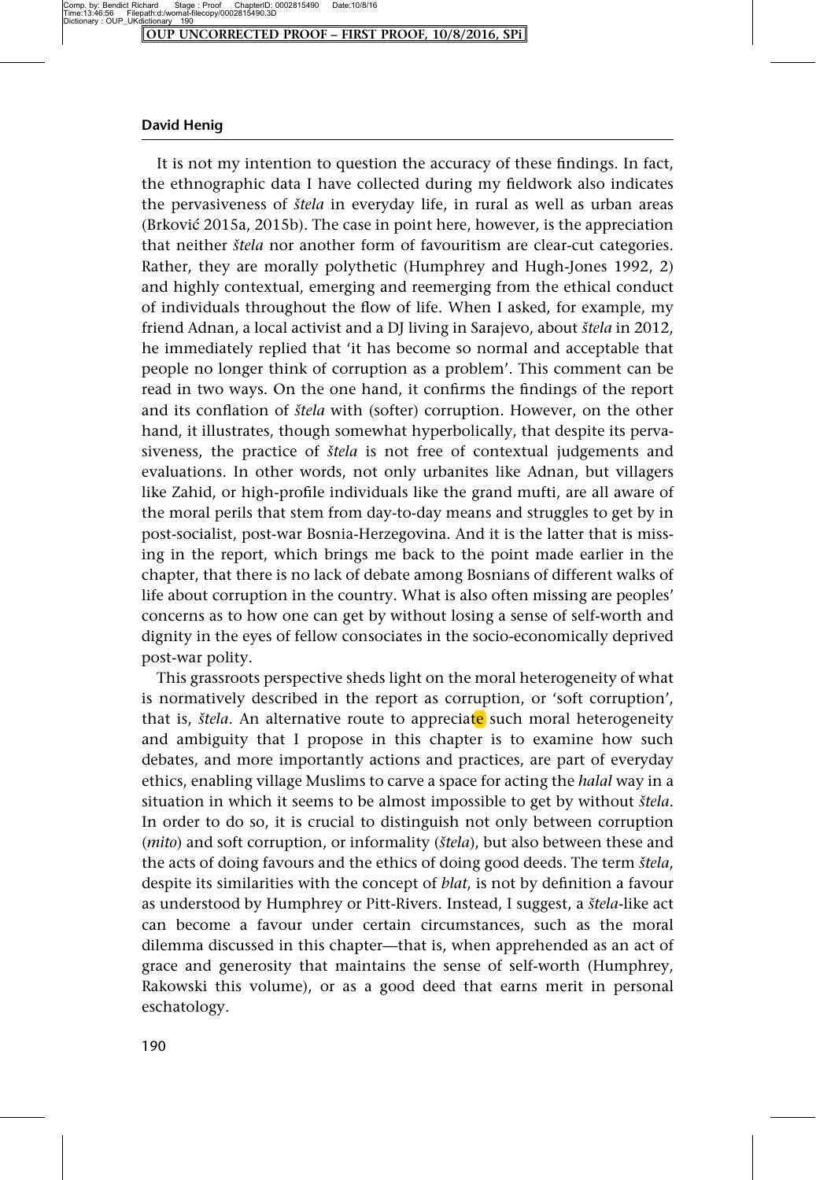It is not my intention to question the accuracy of these findings. In fact, the ethnographic data I have collected during my fieldwork also indicates the pervasiveness of *štela* in everyday life, in rural as well as urban areas (Brković 2015a, 2015b). The case in point here, however, is the appreciation that neither *štela* nor another form of favouritism are clear-cut categories. Rather, they are morally polythetic (Humphrey and Hugh-Jones 1992, 2) and highly contextual, emerging and reemerging from the ethical conduct of individuals throughout the flow of life. When I asked, for example, my friend Adnan, a local activist and a DJ living in Sarajevo, about *štela* in 2012, he immediately replied that 'it has become so normal and acceptable that people no longer think of corruption as a problem'. This comment can be read in two ways. On the one hand, it confirms the findings of the report and its conflation of *štela* with (softer) corruption. However, on the other hand, it illustrates, though somewhat hyperbolically, that despite its pervasiveness, the practice of *štela* is not free of contextual judgements and evaluations. In other words, not only urbanites like Adnan, but villagers like Zahid, or high-profile individuals like the grand mufti, are all aware of the moral perils that stem from day-to-day means and struggles to get by in post-socialist, post-war Bosnia-Herzegovina. And it is the latter that is missing in the report, which brings me back to the point made earlier in the chapter, that there is no lack of debate among Bosnians of different walks of life about corruption in the country. What is also often missing are peoples' concerns as to how one can get by without losing a sense of self-worth and dignity in the eyes of fellow consociates in the socio-economically deprived post-war polity.

This grassroots perspective sheds light on the moral heterogeneity of what is normatively described in the report as corruption, or 'soft corruption', that is, *štela*. An alternative route to appreciate such moral heterogeneity and ambiguity that I propose in this chapter is to examine how such debates, and more importantly actions and practices, are part of everyday ethics, enabling village Muslims to carve a space for acting the *halal* way in a situation in which it seems to be almost impossible to get by without *štela*. In order to do so, it is crucial to distinguish not only between corruption (*mito*) and soft corruption, or informality (*štela*), but also between these and the acts of doing favours and the ethics of doing good deeds. The term *štela*, despite its similarities with the concept of *blat*, is not by definition a favour as understood by Humphrey or Pitt-Rivers. Instead, I suggest, a *štela*-like act can become a favour under certain circumstances, such as the moral dilemma discussed in this chapter—that is, when apprehended as an act of grace and generosity that maintains the sense of self-worth (Humphrey, Rakowski this volume), or as a good deed that earns merit in personal eschatology.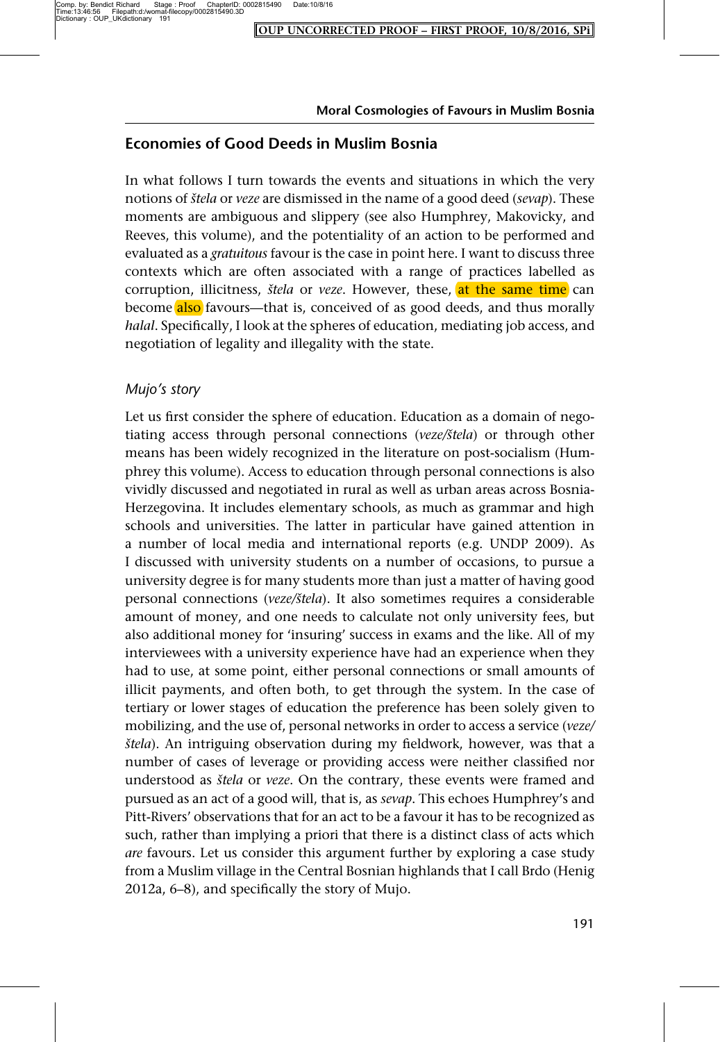## Economies of Good Deeds in Muslim Bosnia

In what follows I turn towards the events and situations in which the very notions of *štela* or *veze* are dismissed in the name of a good deed (*sevap*). These moments are ambiguous and slippery (see also Humphrey, Makovicky, and Reeves, this volume), and the potentiality of an action to be performed and evaluated as a *gratuitous* favour is the case in point here. I want to discuss three contexts which are often associated with a range of practices labelled as corruption, illicitness, *štela* or *veze*. However, these, at the same time can become also favours—that is, conceived of as good deeds, and thus morally *halal*. Specifically, I look at the spheres of education, mediating job access, and negotiation of legality and illegality with the state.

### *Mujo's story*

Let us first consider the sphere of education. Education as a domain of negotiating access through personal connections (*veze/štela*) or through other means has been widely recognized in the literature on post-socialism (Humphrey this volume). Access to education through personal connections is also vividly discussed and negotiated in rural as well as urban areas across Bosnia-Herzegovina. It includes elementary schools, as much as grammar and high schools and universities. The latter in particular have gained attention in a number of local media and international reports (e.g. UNDP 2009). As I discussed with university students on a number of occasions, to pursue a university degree is for many students more than just a matter of having good personal connections (*veze/štela*). It also sometimes requires a considerable amount of money, and one needs to calculate not only university fees, but also additional money for 'insuring' success in exams and the like. All of my interviewees with a university experience have had an experience when they had to use, at some point, either personal connections or small amounts of illicit payments, and often both, to get through the system. In the case of tertiary or lower stages of education the preference has been solely given to mobilizing, and the use of, personal networks in order to access a service (*veze/štela*). An intriguing observation during my fieldwork, however, was that a number of cases of leverage or providing access were neither classified nor understood as *štela* or *veze*. On the contrary, these events were framed and pursued as an act of a good will, that is, as *sevap*. This echoes Humphrey's and Pitt-Rivers' observations that for an act to be a favour it has to be recognized as such, rather than implying a priori that there is a distinct class of acts which *are* favours. Let us consider this argument further by exploring a case study from a Muslim village in the Central Bosnian highlands that I call Brdo (Henig 2012a, 6–8), and specifically the story of Mujo.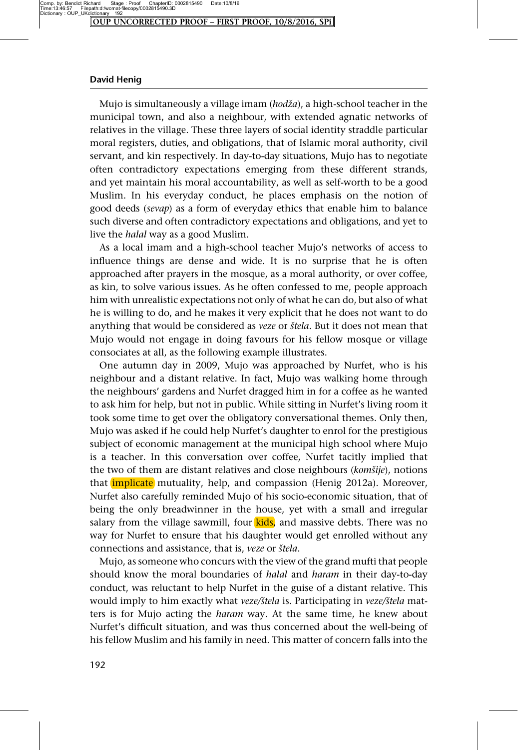Mujo is simultaneously a village imam (*hodža*), a high-school teacher in the municipal town, and also a neighbour, with extended agnatic networks of relatives in the village. These three layers of social identity straddle particular moral registers, duties, and obligations, that of Islamic moral authority, civil servant, and kin respectively. In day-to-day situations, Mujo has to negotiate often contradictory expectations emerging from these different strands, and yet maintain his moral accountability, as well as self-worth to be a good Muslim. In his everyday conduct, he places emphasis on the notion of good deeds (*sevap*) as a form of everyday ethics that enable him to balance such diverse and often contradictory expectations and obligations, and yet to live the *halal* way as a good Muslim.

As a local imam and a high-school teacher Mujo's networks of access to influence things are dense and wide. It is no surprise that he is often approached after prayers in the mosque, as a moral authority, or over coffee, as kin, to solve various issues. As he often confessed to me, people approach him with unrealistic expectations not only of what he can do, but also of what he is willing to do, and he makes it very explicit that he does not want to do anything that would be considered as *veze* or *štela*. But it does not mean that Mujo would not engage in doing favours for his fellow mosque or village consociates at all, as the following example illustrates.

One autumn day in 2009, Mujo was approached by Nurfet, who is his neighbour and a distant relative. In fact, Mujo was walking home through the neighbours' gardens and Nurfet dragged him in for a coffee as he wanted to ask him for help, but not in public. While sitting in Nurfet's living room it took some time to get over the obligatory conversational themes. Only then, Mujo was asked if he could help Nurfet's daughter to enrol for the prestigious subject of economic management at the municipal high school where Mujo is a teacher. In this conversation over coffee, Nurfet tacitly implied that the two of them are distant relatives and close neighbours (*komšije*), notions that implicate mutuality, help, and compassion (Henig 2012a). Moreover, Nurfet also carefully reminded Mujo of his socio-economic situation, that of being the only breadwinner in the house, yet with a small and irregular salary from the village sawmill, four kids, and massive debts. There was no way for Nurfet to ensure that his daughter would get enrolled without any connections and assistance, that is, *veze* or *štela*.

Mujo, as someone who concurs with the view of the grand mufti that people should know the moral boundaries of *halal* and *haram* in their day-to-day conduct, was reluctant to help Nurfet in the guise of a distant relative. This would imply to him exactly what *veze/štela* is. Participating in *veze/štela* matters is for Mujo acting the *haram* way. At the same time, he knew about Nurfet's difficult situation, and was thus concerned about the well-being of his fellow Muslim and his family in need. This matter of concern falls into the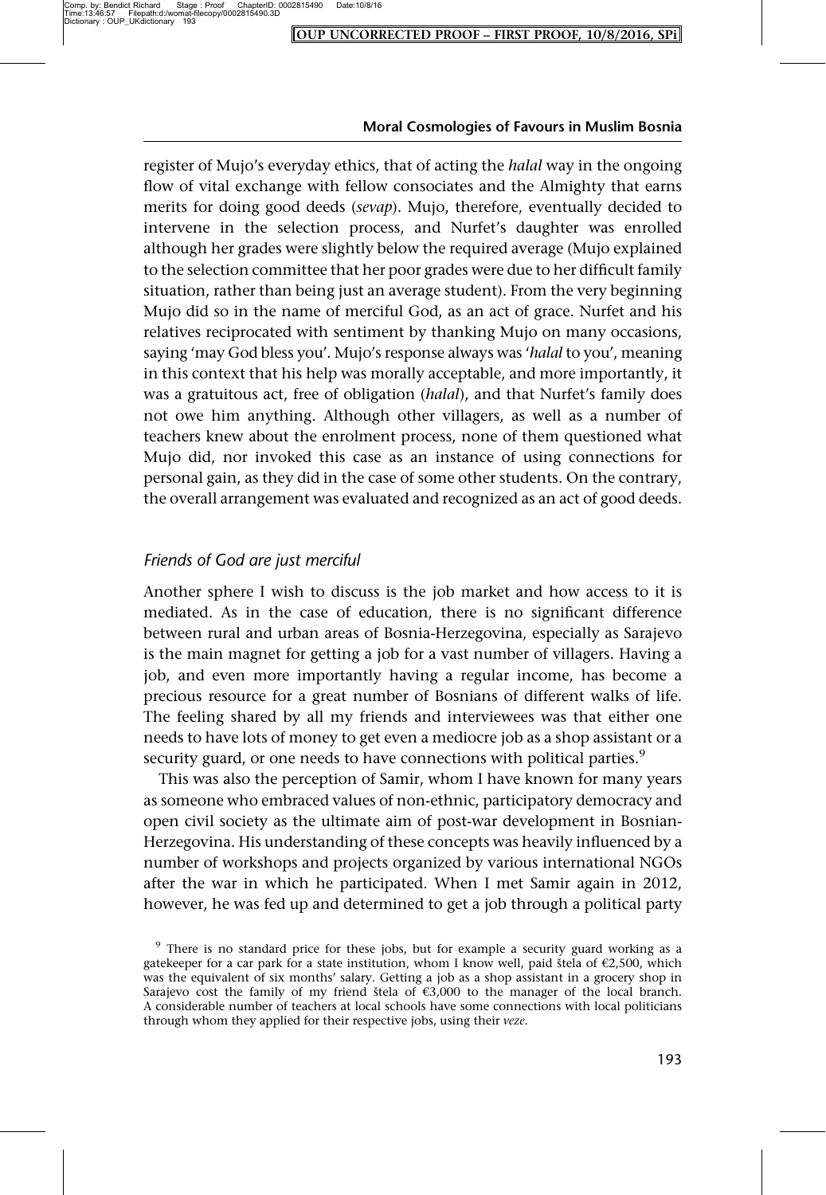register of Mujo's everyday ethics, that of acting the *halal* way in the ongoing flow of vital exchange with fellow consociates and the Almighty that earns merits for doing good deeds (*sevap*). Mujo, therefore, eventually decided to intervene in the selection process, and Nurfet's daughter was enrolled although her grades were slightly below the required average (Mujo explained to the selection committee that her poor grades were due to her difficult family situation, rather than being just an average student). From the very beginning Mujo did so in the name of merciful God, as an act of grace. Nurfet and his relatives reciprocated with sentiment by thanking Mujo on many occasions, saying 'may God bless you'. Mujo's response always was '*halal* to you', meaning in this context that his help was morally acceptable, and more importantly, it was a gratuitous act, free of obligation (*halal*), and that Nurfet's family does not owe him anything. Although other villagers, as well as a number of teachers knew about the enrolment process, none of them questioned what Mujo did, nor invoked this case as an instance of using connections for personal gain, as they did in the case of some other students. On the contrary, the overall arrangement was evaluated and recognized as an act of good deeds.

### *Friends of God are just merciful*

Another sphere I wish to discuss is the job market and how access to it is mediated. As in the case of education, there is no significant difference between rural and urban areas of Bosnia-Herzegovina, especially as Sarajevo is the main magnet for getting a job for a vast number of villagers. Having a job, and even more importantly having a regular income, has become a precious resource for a great number of Bosnians of different walks of life. The feeling shared by all my friends and interviewees was that either one needs to have lots of money to get even a mediocre job as a shop assistant or a security guard, or one needs to have connections with political parties.[9]

This was also the perception of Samir, whom I have known for many years as someone who embraced values of non-ethnic, participatory democracy and open civil society as the ultimate aim of post-war development in Bosnian-Herzegovina. His understanding of these concepts was heavily influenced by a number of workshops and projects organized by various international NGOs after the war in which he participated. When I met Samir again in 2012, however, he was fed up and determined to get a job through a political party

[9] There is no standard price for these jobs, but for example a security guard working as a gatekeeper for a car park for a state institution, whom I know well, paid štela of €2,500, which was the equivalent of six months' salary. Getting a job as a shop assistant in a grocery shop in Sarajevo cost the family of my friend štela of €3,000 to the manager of the local branch. A considerable number of teachers at local schools have some connections with local politicians through whom they applied for their respective jobs, using their *veze*.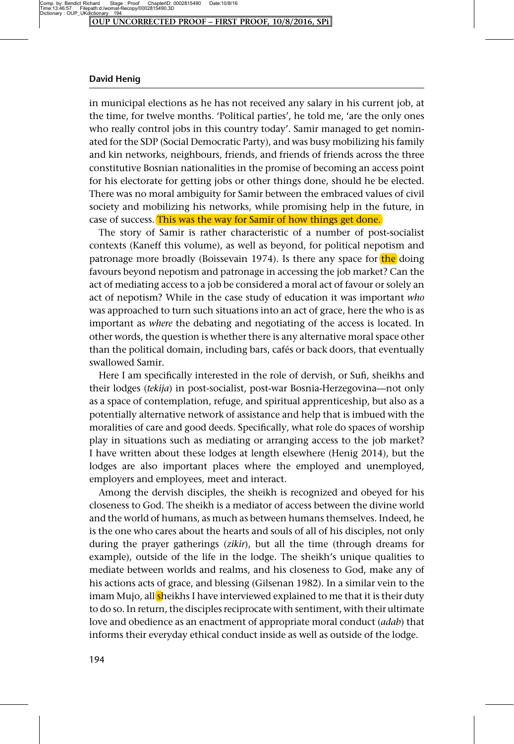in municipal elections as he has not received any salary in his current job, at the time, for twelve months. 'Political parties', he told me, 'are the only ones who really control jobs in this country today'. Samir managed to get nominated for the SDP (Social Democratic Party), and was busy mobilizing his family and kin networks, neighbours, friends, and friends of friends across the three constitutive Bosnian nationalities in the promise of becoming an access point for his electorate for getting jobs or other things done, should he be elected. There was no moral ambiguity for Samir between the embraced values of civil society and mobilizing his networks, while promising help in the future, in case of success. This was the way for Samir of how things get done.

The story of Samir is rather characteristic of a number of post-socialist contexts (Kaneff this volume), as well as beyond, for political nepotism and patronage more broadly (Boissevain 1974). Is there any space for the doing favours beyond nepotism and patronage in accessing the job market? Can the act of mediating access to a job be considered a moral act of favour or solely an act of nepotism? While in the case study of education it was important *who* was approached to turn such situations into an act of grace, here the who is as important as *where* the debating and negotiating of the access is located. In other words, the question is whether there is any alternative moral space other than the political domain, including bars, cafés or back doors, that eventually swallowed Samir.

Here I am specifically interested in the role of dervish, or Sufi, sheikhs and their lodges (*tekija*) in post-socialist, post-war Bosnia-Herzegovina—not only as a space of contemplation, refuge, and spiritual apprenticeship, but also as a potentially alternative network of assistance and help that is imbued with the moralities of care and good deeds. Specifically, what role do spaces of worship play in situations such as mediating or arranging access to the job market? I have written about these lodges at length elsewhere (Henig 2014), but the lodges are also important places where the employed and unemployed, employers and employees, meet and interact.

Among the dervish disciples, the sheikh is recognized and obeyed for his closeness to God. The sheikh is a mediator of access between the divine world and the world of humans, as much as between humans themselves. Indeed, he is the one who cares about the hearts and souls of all of his disciples, not only during the prayer gatherings (*zikir*), but all the time (through dreams for example), outside of the life in the lodge. The sheikh's unique qualities to mediate between worlds and realms, and his closeness to God, make any of his actions acts of grace, and blessing (Gilsenan 1982). In a similar vein to the imam Mujo, all sheikhs I have interviewed explained to me that it is their duty to do so. In return, the disciples reciprocate with sentiment, with their ultimate love and obedience as an enactment of appropriate moral conduct (*adab*) that informs their everyday ethical conduct inside as well as outside of the lodge.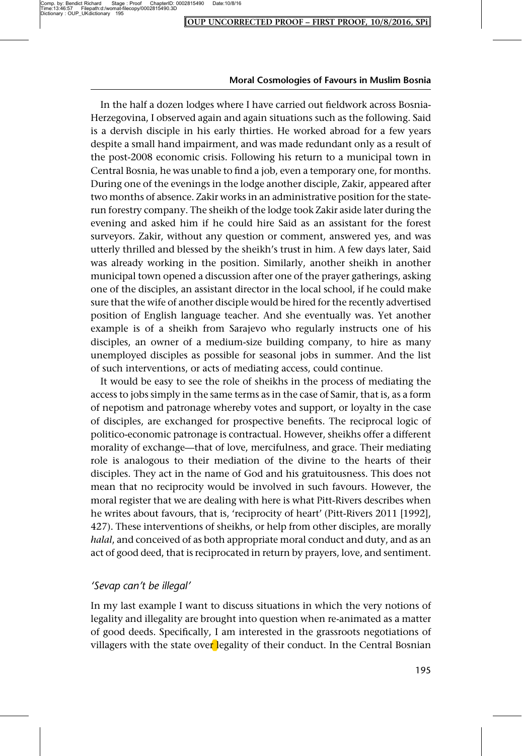In the half a dozen lodges where I have carried out fieldwork across Bosnia-Herzegovina, I observed again and again situations such as the following. Said is a dervish disciple in his early thirties. He worked abroad for a few years despite a small hand impairment, and was made redundant only as a result of the post-2008 economic crisis. Following his return to a municipal town in Central Bosnia, he was unable to find a job, even a temporary one, for months. During one of the evenings in the lodge another disciple, Zakir, appeared after two months of absence. Zakir works in an administrative position for the state-run forestry company. The sheikh of the lodge took Zakir aside later during the evening and asked him if he could hire Said as an assistant for the forest surveyors. Zakir, without any question or comment, answered yes, and was utterly thrilled and blessed by the sheikh's trust in him. A few days later, Said was already working in the position. Similarly, another sheikh in another municipal town opened a discussion after one of the prayer gatherings, asking one of the disciples, an assistant director in the local school, if he could make sure that the wife of another disciple would be hired for the recently advertised position of English language teacher. And she eventually was. Yet another example is of a sheikh from Sarajevo who regularly instructs one of his disciples, an owner of a medium-size building company, to hire as many unemployed disciples as possible for seasonal jobs in summer. And the list of such interventions, or acts of mediating access, could continue.

It would be easy to see the role of sheikhs in the process of mediating the access to jobs simply in the same terms as in the case of Samir, that is, as a form of nepotism and patronage whereby votes and support, or loyalty in the case of disciples, are exchanged for prospective benefits. The reciprocal logic of politico-economic patronage is contractual. However, sheikhs offer a different morality of exchange—that of love, mercifulness, and grace. Their mediating role is analogous to their mediation of the divine to the hearts of their disciples. They act in the name of God and his gratuitousness. This does not mean that no reciprocity would be involved in such favours. However, the moral register that we are dealing with here is what Pitt-Rivers describes when he writes about favours, that is, 'reciprocity of heart' (Pitt-Rivers 2011 [1992], 427). These interventions of sheikhs, or help from other disciples, are morally *halal*, and conceived of as both appropriate moral conduct and duty, and as an act of good deed, that is reciprocated in return by prayers, love, and sentiment.

### *'Sevap can't be illegal'*

In my last example I want to discuss situations in which the very notions of legality and illegality are brought into question when re-animated as a matter of good deeds. Specifically, I am interested in the grassroots negotiations of villagers with the state over legality of their conduct. In the Central Bosnian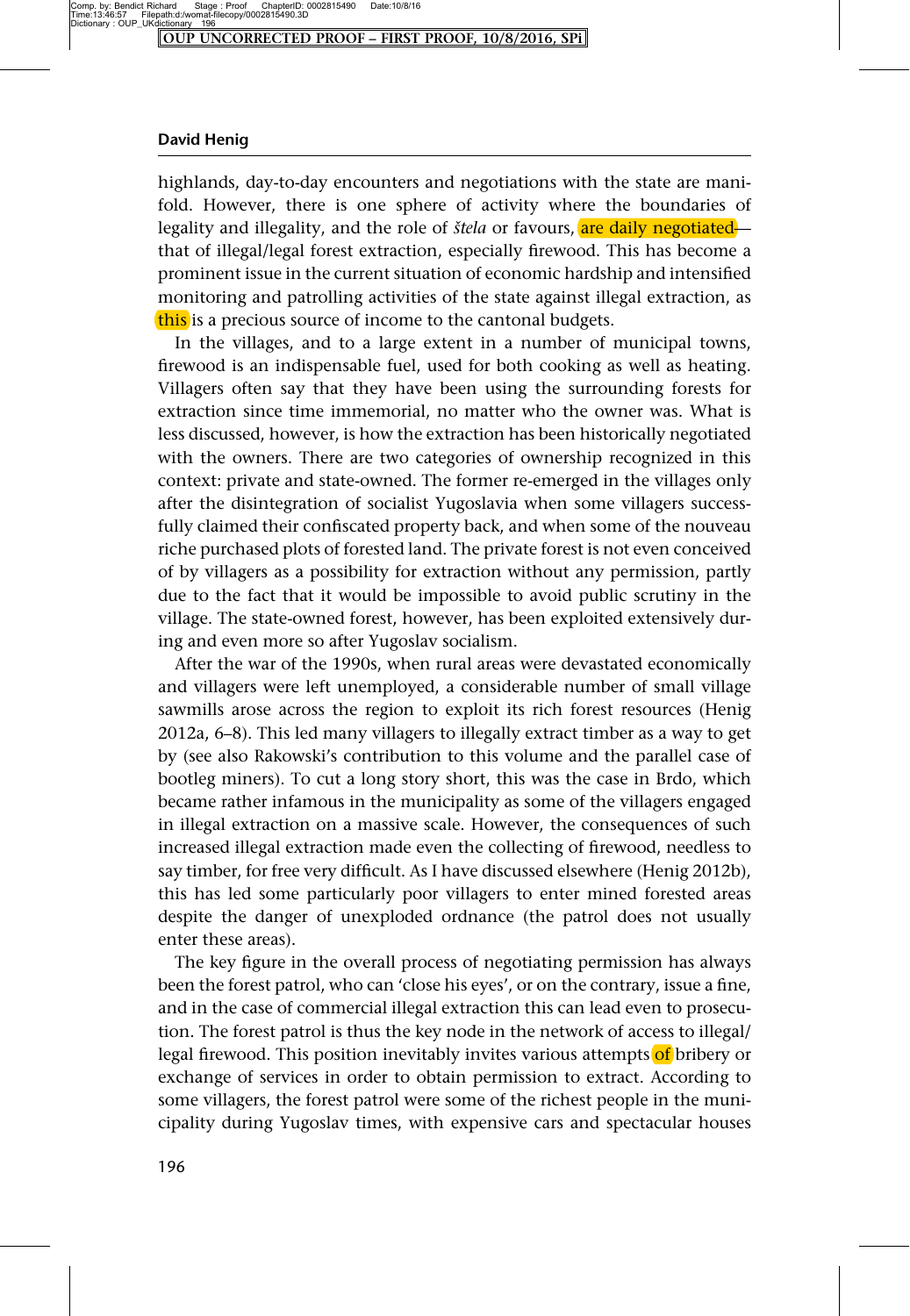highlands, day-to-day encounters and negotiations with the state are manifold. However, there is one sphere of activity where the boundaries of legality and illegality, and the role of *štela* or favours, are daily negotiated—that of illegal/legal forest extraction, especially firewood. This has become a prominent issue in the current situation of economic hardship and intensified monitoring and patrolling activities of the state against illegal extraction, as this is a precious source of income to the cantonal budgets.

In the villages, and to a large extent in a number of municipal towns, firewood is an indispensable fuel, used for both cooking as well as heating. Villagers often say that they have been using the surrounding forests for extraction since time immemorial, no matter who the owner was. What is less discussed, however, is how the extraction has been historically negotiated with the owners. There are two categories of ownership recognized in this context: private and state-owned. The former re-emerged in the villages only after the disintegration of socialist Yugoslavia when some villagers successfully claimed their confiscated property back, and when some of the nouveau riche purchased plots of forested land. The private forest is not even conceived of by villagers as a possibility for extraction without any permission, partly due to the fact that it would be impossible to avoid public scrutiny in the village. The state-owned forest, however, has been exploited extensively during and even more so after Yugoslav socialism.

After the war of the 1990s, when rural areas were devastated economically and villagers were left unemployed, a considerable number of small village sawmills arose across the region to exploit its rich forest resources (Henig 2012a, 6–8). This led many villagers to illegally extract timber as a way to get by (see also Rakowski's contribution to this volume and the parallel case of bootleg miners). To cut a long story short, this was the case in Brdo, which became rather infamous in the municipality as some of the villagers engaged in illegal extraction on a massive scale. However, the consequences of such increased illegal extraction made even the collecting of firewood, needless to say timber, for free very difficult. As I have discussed elsewhere (Henig 2012b), this has led some particularly poor villagers to enter mined forested areas despite the danger of unexploded ordnance (the patrol does not usually enter these areas).

The key figure in the overall process of negotiating permission has always been the forest patrol, who can 'close his eyes', or on the contrary, issue a fine, and in the case of commercial illegal extraction this can lead even to prosecution. The forest patrol is thus the key node in the network of access to illegal/legal firewood. This position inevitably invites various attempts of bribery or exchange of services in order to obtain permission to extract. According to some villagers, the forest patrol were some of the richest people in the municipality during Yugoslav times, with expensive cars and spectacular houses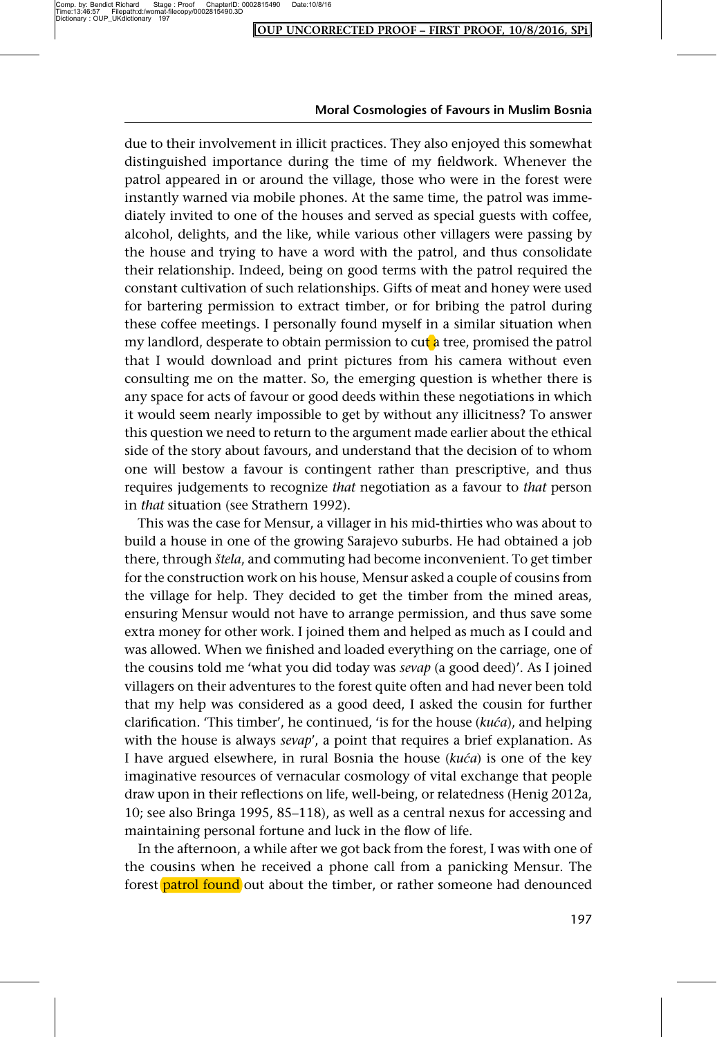due to their involvement in illicit practices. They also enjoyed this somewhat distinguished importance during the time of my fieldwork. Whenever the patrol appeared in or around the village, those who were in the forest were instantly warned via mobile phones. At the same time, the patrol was immediately invited to one of the houses and served as special guests with coffee, alcohol, delights, and the like, while various other villagers were passing by the house and trying to have a word with the patrol, and thus consolidate their relationship. Indeed, being on good terms with the patrol required the constant cultivation of such relationships. Gifts of meat and honey were used for bartering permission to extract timber, or for bribing the patrol during these coffee meetings. I personally found myself in a similar situation when my landlord, desperate to obtain permission to cut a tree, promised the patrol that I would download and print pictures from his camera without even consulting me on the matter. So, the emerging question is whether there is any space for acts of favour or good deeds within these negotiations in which it would seem nearly impossible to get by without any illicitness? To answer this question we need to return to the argument made earlier about the ethical side of the story about favours, and understand that the decision of to whom one will bestow a favour is contingent rather than prescriptive, and thus requires judgements to recognize *that* negotiation as a favour to *that* person in *that* situation (see Strathern 1992).

This was the case for Mensur, a villager in his mid-thirties who was about to build a house in one of the growing Sarajevo suburbs. He had obtained a job there, through *štela*, and commuting had become inconvenient. To get timber for the construction work on his house, Mensur asked a couple of cousins from the village for help. They decided to get the timber from the mined areas, ensuring Mensur would not have to arrange permission, and thus save some extra money for other work. I joined them and helped as much as I could and was allowed. When we finished and loaded everything on the carriage, one of the cousins told me 'what you did today was *sevap* (a good deed)'. As I joined villagers on their adventures to the forest quite often and had never been told that my help was considered as a good deed, I asked the cousin for further clarification. 'This timber', he continued, 'is for the house (*kuća*), and helping with the house is always *sevap*', a point that requires a brief explanation. As I have argued elsewhere, in rural Bosnia the house (*kuća*) is one of the key imaginative resources of vernacular cosmology of vital exchange that people draw upon in their reflections on life, well-being, or relatedness (Henig 2012a, 10; see also Bringa 1995, 85–118), as well as a central nexus for accessing and maintaining personal fortune and luck in the flow of life.

In the afternoon, a while after we got back from the forest, I was with one of the cousins when he received a phone call from a panicking Mensur. The forest patrol found out about the timber, or rather someone had denounced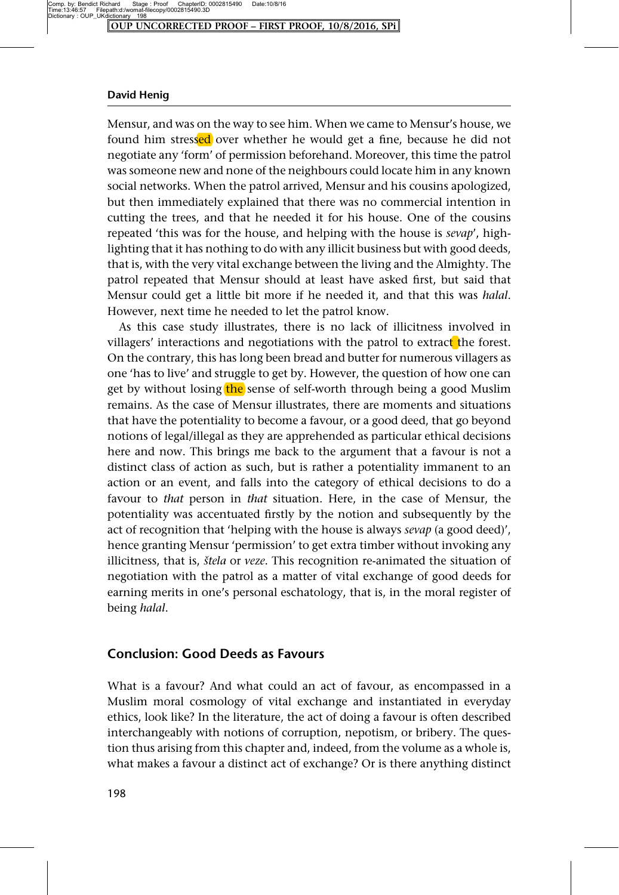Mensur, and was on the way to see him. When we came to Mensur's house, we found him stressed over whether he would get a fine, because he did not negotiate any 'form' of permission beforehand. Moreover, this time the patrol was someone new and none of the neighbours could locate him in any known social networks. When the patrol arrived, Mensur and his cousins apologized, but then immediately explained that there was no commercial intention in cutting the trees, and that he needed it for his house. One of the cousins repeated 'this was for the house, and helping with the house is *sevap*', highlighting that it has nothing to do with any illicit business but with good deeds, that is, with the very vital exchange between the living and the Almighty. The patrol repeated that Mensur should at least have asked first, but said that Mensur could get a little bit more if he needed it, and that this was *halal*. However, next time he needed to let the patrol know.

As this case study illustrates, there is no lack of illicitness involved in villagers' interactions and negotiations with the patrol to extract the forest. On the contrary, this has long been bread and butter for numerous villagers as one 'has to live' and struggle to get by. However, the question of how one can get by without losing the sense of self-worth through being a good Muslim remains. As the case of Mensur illustrates, there are moments and situations that have the potentiality to become a favour, or a good deed, that go beyond notions of legal/illegal as they are apprehended as particular ethical decisions here and now. This brings me back to the argument that a favour is not a distinct class of action as such, but is rather a potentiality immanent to an action or an event, and falls into the category of ethical decisions to do a favour to *that* person in *that* situation. Here, in the case of Mensur, the potentiality was accentuated firstly by the notion and subsequently by the act of recognition that 'helping with the house is always *sevap* (a good deed)', hence granting Mensur 'permission' to get extra timber without invoking any illicitness, that is, *štela* or *veze*. This recognition re-animated the situation of negotiation with the patrol as a matter of vital exchange of good deeds for earning merits in one's personal eschatology, that is, in the moral register of being *halal*.

## Conclusion: Good Deeds as Favours

What is a favour? And what could an act of favour, as encompassed in a Muslim moral cosmology of vital exchange and instantiated in everyday ethics, look like? In the literature, the act of doing a favour is often described interchangeably with notions of corruption, nepotism, or bribery. The question thus arising from this chapter and, indeed, from the volume as a whole is, what makes a favour a distinct act of exchange? Or is there anything distinct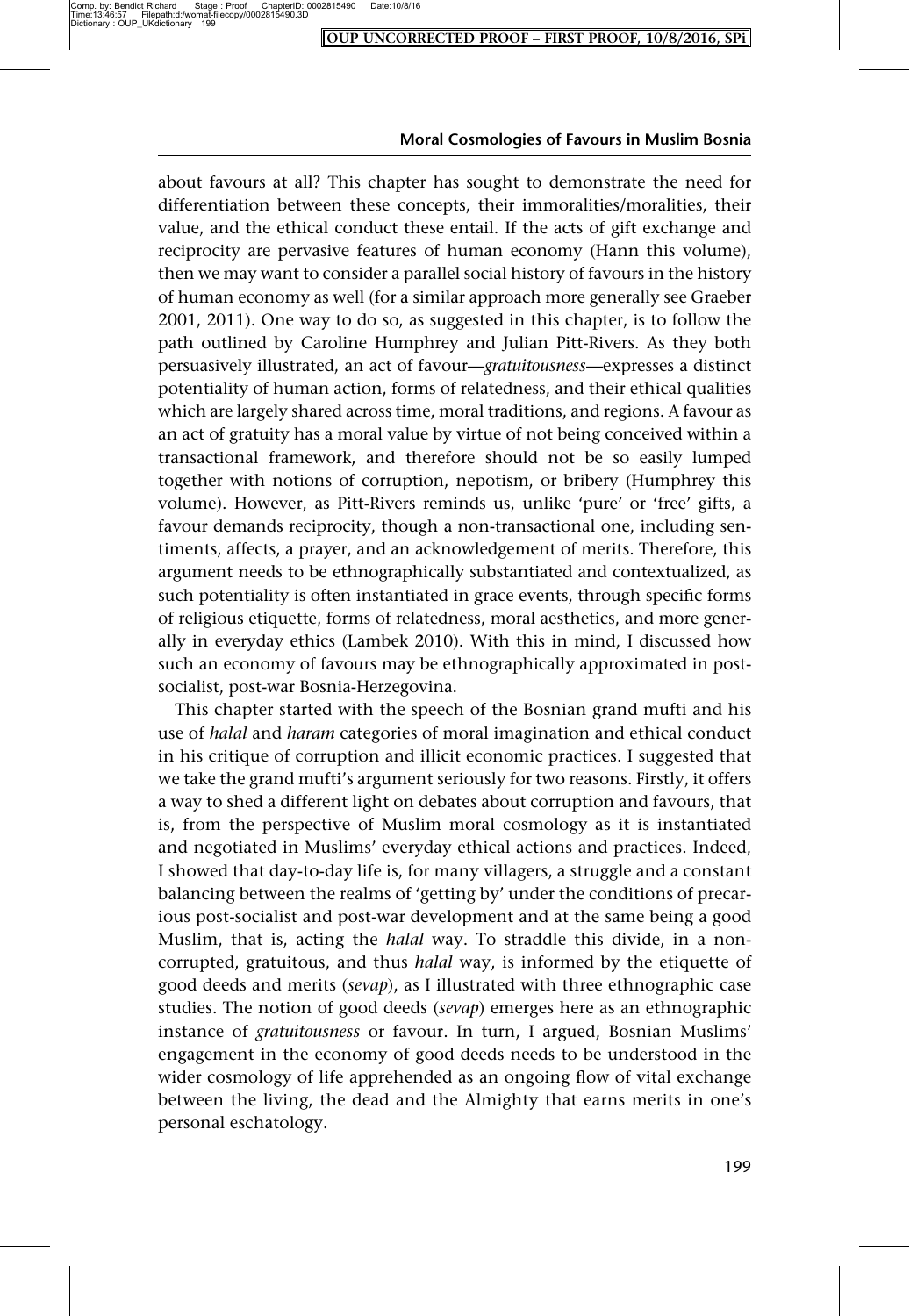about favours at all? This chapter has sought to demonstrate the need for differentiation between these concepts, their immoralities/moralities, their value, and the ethical conduct these entail. If the acts of gift exchange and reciprocity are pervasive features of human economy (Hann this volume), then we may want to consider a parallel social history of favours in the history of human economy as well (for a similar approach more generally see Graeber 2001, 2011). One way to do so, as suggested in this chapter, is to follow the path outlined by Caroline Humphrey and Julian Pitt-Rivers. As they both persuasively illustrated, an act of favour—*gratuitousness*—expresses a distinct potentiality of human action, forms of relatedness, and their ethical qualities which are largely shared across time, moral traditions, and regions. A favour as an act of gratuity has a moral value by virtue of not being conceived within a transactional framework, and therefore should not be so easily lumped together with notions of corruption, nepotism, or bribery (Humphrey this volume). However, as Pitt-Rivers reminds us, unlike 'pure' or 'free' gifts, a favour demands reciprocity, though a non-transactional one, including sentiments, affects, a prayer, and an acknowledgement of merits. Therefore, this argument needs to be ethnographically substantiated and contextualized, as such potentiality is often instantiated in grace events, through specific forms of religious etiquette, forms of relatedness, moral aesthetics, and more generally in everyday ethics (Lambek 2010). With this in mind, I discussed how such an economy of favours may be ethnographically approximated in post-socialist, post-war Bosnia-Herzegovina.

This chapter started with the speech of the Bosnian grand mufti and his use of *halal* and *haram* categories of moral imagination and ethical conduct in his critique of corruption and illicit economic practices. I suggested that we take the grand mufti's argument seriously for two reasons. Firstly, it offers a way to shed a different light on debates about corruption and favours, that is, from the perspective of Muslim moral cosmology as it is instantiated and negotiated in Muslims' everyday ethical actions and practices. Indeed, I showed that day-to-day life is, for many villagers, a struggle and a constant balancing between the realms of 'getting by' under the conditions of precarious post-socialist and post-war development and at the same being a good Muslim, that is, acting the *halal* way. To straddle this divide, in a non-corrupted, gratuitous, and thus *halal* way, is informed by the etiquette of good deeds and merits (*sevap*), as I illustrated with three ethnographic case studies. The notion of good deeds (*sevap*) emerges here as an ethnographic instance of *gratuitousness* or favour. In turn, I argued, Bosnian Muslims' engagement in the economy of good deeds needs to be understood in the wider cosmology of life apprehended as an ongoing flow of vital exchange between the living, the dead and the Almighty that earns merits in one's personal eschatology.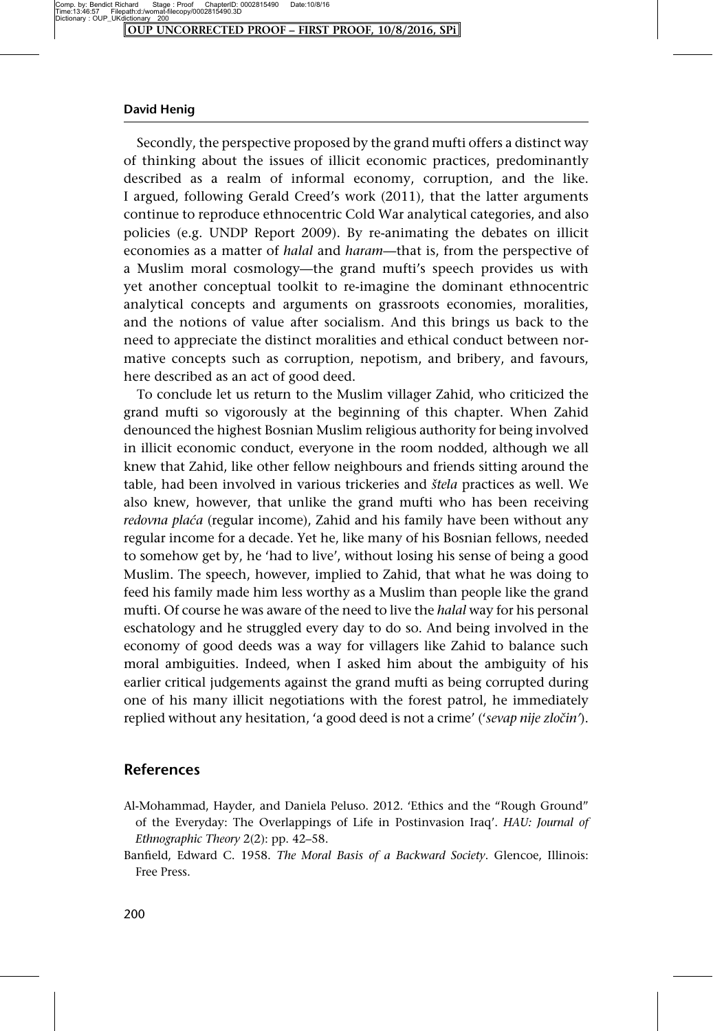Secondly, the perspective proposed by the grand mufti offers a distinct way of thinking about the issues of illicit economic practices, predominantly described as a realm of informal economy, corruption, and the like. I argued, following Gerald Creed's work (2011), that the latter arguments continue to reproduce ethnocentric Cold War analytical categories, and also policies (e.g. UNDP Report 2009). By re-animating the debates on illicit economies as a matter of *halal* and *haram*—that is, from the perspective of a Muslim moral cosmology—the grand mufti's speech provides us with yet another conceptual toolkit to re-imagine the dominant ethnocentric analytical concepts and arguments on grassroots economies, moralities, and the notions of value after socialism. And this brings us back to the need to appreciate the distinct moralities and ethical conduct between normative concepts such as corruption, nepotism, and bribery, and favours, here described as an act of good deed.

To conclude let us return to the Muslim villager Zahid, who criticized the grand mufti so vigorously at the beginning of this chapter. When Zahid denounced the highest Bosnian Muslim religious authority for being involved in illicit economic conduct, everyone in the room nodded, although we all knew that Zahid, like other fellow neighbours and friends sitting around the table, had been involved in various trickeries and *štela* practices as well. We also knew, however, that unlike the grand mufti who has been receiving *redovna plaća* (regular income), Zahid and his family have been without any regular income for a decade. Yet he, like many of his Bosnian fellows, needed to somehow get by, he 'had to live', without losing his sense of being a good Muslim. The speech, however, implied to Zahid, that what he was doing to feed his family made him less worthy as a Muslim than people like the grand mufti. Of course he was aware of the need to live the *halal* way for his personal eschatology and he struggled every day to do so. And being involved in the economy of good deeds was a way for villagers like Zahid to balance such moral ambiguities. Indeed, when I asked him about the ambiguity of his earlier critical judgements against the grand mufti as being corrupted during one of his many illicit negotiations with the forest patrol, he immediately replied without any hesitation, 'a good deed is not a crime' ('*sevap nije zločin*').

## References

Al-Mohammad, Hayder, and Daniela Peluso. 2012. 'Ethics and the "Rough Ground" of the Everyday: The Overlappings of Life in Postinvasion Iraq'. *HAU: Journal of Ethnographic Theory* 2(2): pp. 42–58.

Banfield, Edward C. 1958. *The Moral Basis of a Backward Society*. Glencoe, Illinois: Free Press.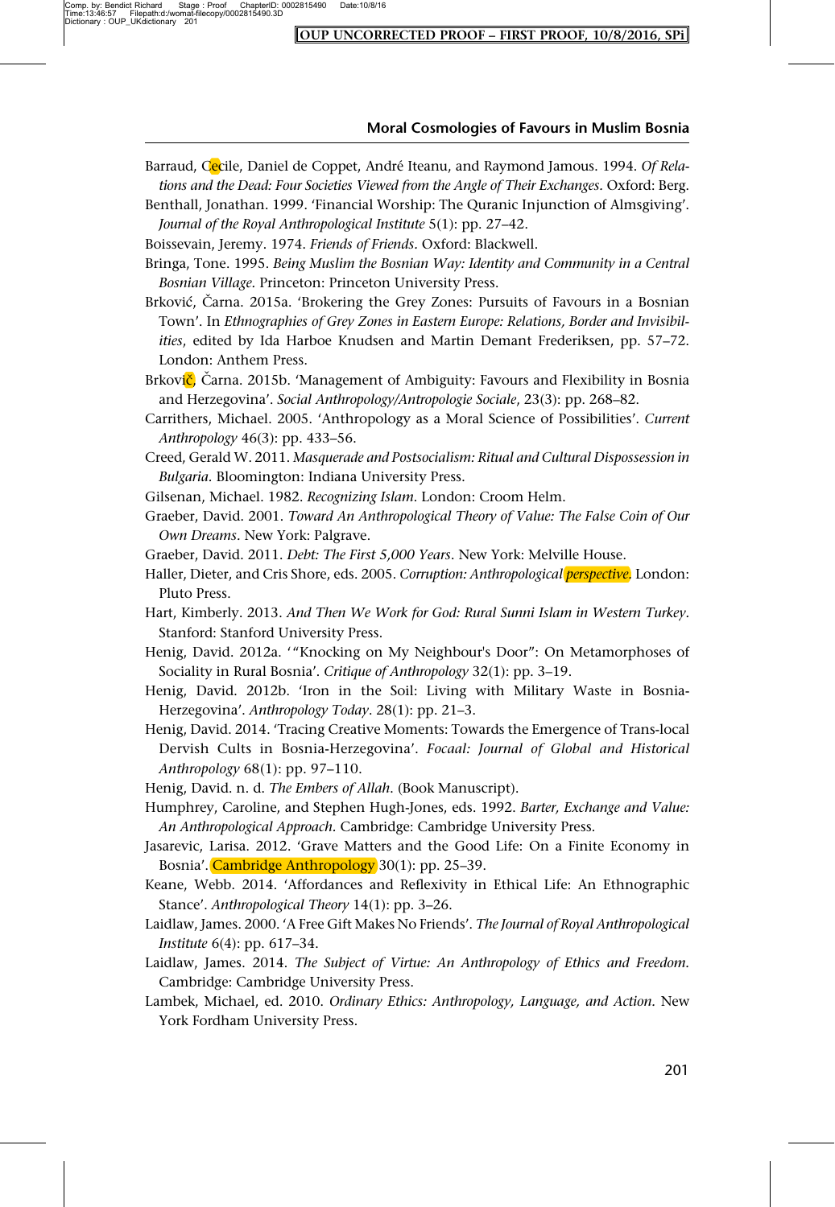Barraud, Cecile, Daniel de Coppet, André Iteanu, and Raymond Jamous. 1994. *Of Relations and the Dead: Four Societies Viewed from the Angle of Their Exchanges*. Oxford: Berg.

Benthall, Jonathan. 1999. 'Financial Worship: The Quranic Injunction of Almsgiving'. *Journal of the Royal Anthropological Institute* 5(1): pp. 27–42.

Boissevain, Jeremy. 1974. *Friends of Friends*. Oxford: Blackwell.

Bringa, Tone. 1995. *Being Muslim the Bosnian Way: Identity and Community in a Central Bosnian Village*. Princeton: Princeton University Press.

Brković, Čarna. 2015a. 'Brokering the Grey Zones: Pursuits of Favours in a Bosnian Town'. In *Ethnographies of Grey Zones in Eastern Europe: Relations, Border and Invisibilities*, edited by Ida Harboe Knudsen and Martin Demant Frederiksen, pp. 57–72. London: Anthem Press.

Brkovič, Čarna. 2015b. 'Management of Ambiguity: Favours and Flexibility in Bosnia and Herzegovina'. *Social Anthropology/Antropologie Sociale*, 23(3): pp. 268–82.

Carrithers, Michael. 2005. 'Anthropology as a Moral Science of Possibilities'. *Current Anthropology* 46(3): pp. 433–56.

Creed, Gerald W. 2011. *Masquerade and Postsocialism: Ritual and Cultural Dispossession in Bulgaria*. Bloomington: Indiana University Press.

Gilsenan, Michael. 1982. *Recognizing Islam*. London: Croom Helm.

Graeber, David. 2001. *Toward An Anthropological Theory of Value: The False Coin of Our Own Dreams*. New York: Palgrave.

Graeber, David. 2011. *Debt: The First 5,000 Years*. New York: Melville House.

Haller, Dieter, and Cris Shore, eds. 2005. *Corruption: Anthropological perspective*. London: Pluto Press.

Hart, Kimberly. 2013. *And Then We Work for God: Rural Sunni Islam in Western Turkey*. Stanford: Stanford University Press.

Henig, David. 2012a. '"Knocking on My Neighbour's Door": On Metamorphoses of Sociality in Rural Bosnia'. *Critique of Anthropology* 32(1): pp. 3–19.

Henig, David. 2012b. 'Iron in the Soil: Living with Military Waste in Bosnia-Herzegovina'. *Anthropology Today*. 28(1): pp. 21–3.

Henig, David. 2014. 'Tracing Creative Moments: Towards the Emergence of Trans-local Dervish Cults in Bosnia-Herzegovina'. *Focaal: Journal of Global and Historical Anthropology* 68(1): pp. 97–110.

Henig, David. n. d. *The Embers of Allah*. (Book Manuscript).

Humphrey, Caroline, and Stephen Hugh-Jones, eds. 1992. *Barter, Exchange and Value: An Anthropological Approach*. Cambridge: Cambridge University Press.

Jasarevic, Larisa. 2012. 'Grave Matters and the Good Life: On a Finite Economy in Bosnia'. Cambridge Anthropology 30(1): pp. 25–39.

Keane, Webb. 2014. 'Affordances and Reflexivity in Ethical Life: An Ethnographic Stance'. *Anthropological Theory* 14(1): pp. 3–26.

Laidlaw, James. 2000. 'A Free Gift Makes No Friends'. *The Journal of Royal Anthropological Institute* 6(4): pp. 617–34.

Laidlaw, James. 2014. *The Subject of Virtue: An Anthropology of Ethics and Freedom*. Cambridge: Cambridge University Press.

Lambek, Michael, ed. 2010. *Ordinary Ethics: Anthropology, Language, and Action*. New York Fordham University Press.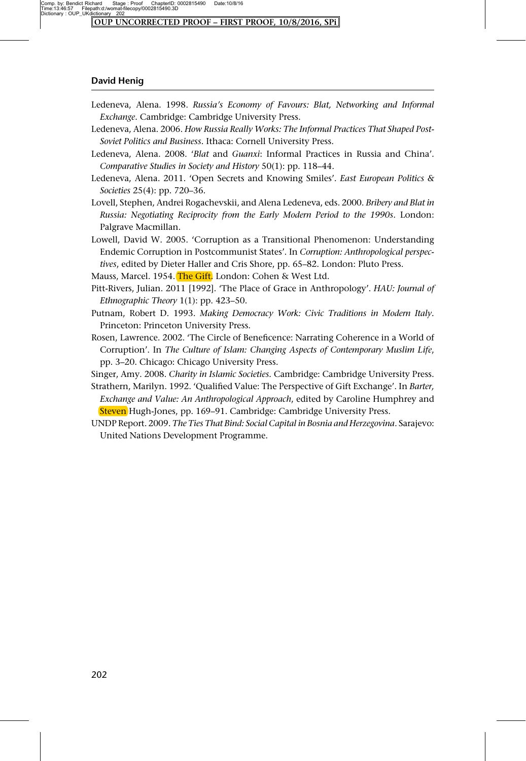Ledeneva, Alena. 1998. *Russia's Economy of Favours: Blat, Networking and Informal Exchange*. Cambridge: Cambridge University Press.

Ledeneva, Alena. 2006. *How Russia Really Works: The Informal Practices That Shaped Post-Soviet Politics and Business*. Ithaca: Cornell University Press.

Ledeneva, Alena. 2008. '*Blat* and *Guanxi*: Informal Practices in Russia and China'. *Comparative Studies in Society and History* 50(1): pp. 118–44.

Ledeneva, Alena. 2011. 'Open Secrets and Knowing Smiles'. *East European Politics & Societies* 25(4): pp. 720–36.

Lovell, Stephen, Andrei Rogachevskii, and Alena Ledeneva, eds. 2000. *Bribery and Blat in Russia: Negotiating Reciprocity from the Early Modern Period to the 1990s*. London: Palgrave Macmillan.

Lowell, David W. 2005. 'Corruption as a Transitional Phenomenon: Understanding Endemic Corruption in Postcommunist States'. In *Corruption: Anthropological perspectives*, edited by Dieter Haller and Cris Shore, pp. 65–82. London: Pluto Press.

Mauss, Marcel. 1954. The Gift. London: Cohen & West Ltd.

Pitt-Rivers, Julian. 2011 [1992]. 'The Place of Grace in Anthropology'. *HAU: Journal of Ethnographic Theory* 1(1): pp. 423–50.

Putnam, Robert D. 1993. *Making Democracy Work: Civic Traditions in Modern Italy*. Princeton: Princeton University Press.

Rosen, Lawrence. 2002. 'The Circle of Beneficence: Narrating Coherence in a World of Corruption'. In *The Culture of Islam: Changing Aspects of Contemporary Muslim Life*, pp. 3–20. Chicago: Chicago University Press.

Singer, Amy. 2008. *Charity in Islamic Societies*. Cambridge: Cambridge University Press.

Strathern, Marilyn. 1992. 'Qualified Value: The Perspective of Gift Exchange'. In *Barter, Exchange and Value: An Anthropological Approach*, edited by Caroline Humphrey and Steven Hugh-Jones, pp. 169–91. Cambridge: Cambridge University Press.

UNDP Report. 2009. *The Ties That Bind: Social Capital in Bosnia and Herzegovina*. Sarajevo: United Nations Development Programme.